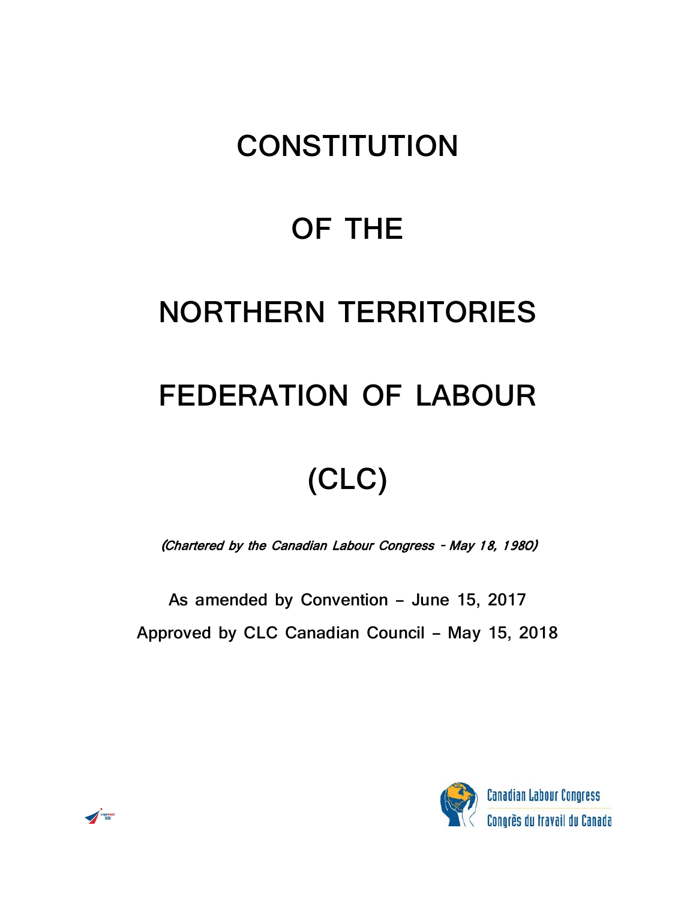# CONSTITUTION

# OF THE

# NORTHERN TERRITORIES

# FEDERATION OF LABOUR

# (CLC)

*(Chartered by the Canadian Labour Congress - May 18, 1980)*

As amended by Convention – June 15, 2017

Approved by CLC Canadian Council – May 15, 2018

Canadian Labour Congress

Congrès du travail du Canada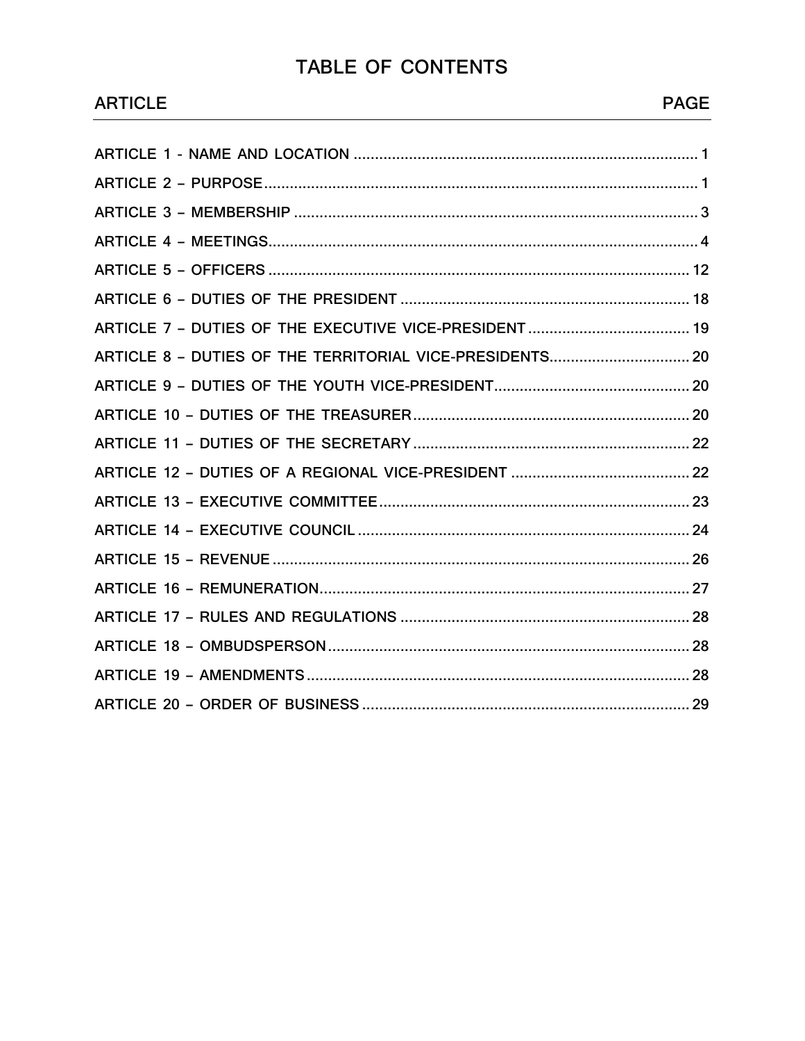# TABLE OF CONTENTS

| ARTICLE | PAGE |
|---|---|
| ARTICLE 1 - NAME AND LOCATION | 1 |
| ARTICLE 2 – PURPOSE | 1 |
| ARTICLE 3 – MEMBERSHIP | 3 |
| ARTICLE 4 – MEETINGS | 4 |
| ARTICLE 5 – OFFICERS | 12 |
| ARTICLE 6 – DUTIES OF THE PRESIDENT | 18 |
| ARTICLE 7 – DUTIES OF THE EXECUTIVE VICE-PRESIDENT | 19 |
| ARTICLE 8 – DUTIES OF THE TERRITORIAL VICE-PRESIDENTS | 20 |
| ARTICLE 9 – DUTIES OF THE YOUTH VICE-PRESIDENT | 20 |
| ARTICLE 10 – DUTIES OF THE TREASURER | 20 |
| ARTICLE 11 – DUTIES OF THE SECRETARY | 22 |
| ARTICLE 12 – DUTIES OF A REGIONAL VICE-PRESIDENT | 22 |
| ARTICLE 13 – EXECUTIVE COMMITTEE | 23 |
| ARTICLE 14 – EXECUTIVE COUNCIL | 24 |
| ARTICLE 15 – REVENUE | 26 |
| ARTICLE 16 – REMUNERATION | 27 |
| ARTICLE 17 – RULES AND REGULATIONS | 28 |
| ARTICLE 18 – OMBUDSPERSON | 28 |
| ARTICLE 19 – AMENDMENTS | 28 |
| ARTICLE 20 – ORDER OF BUSINESS | 29 |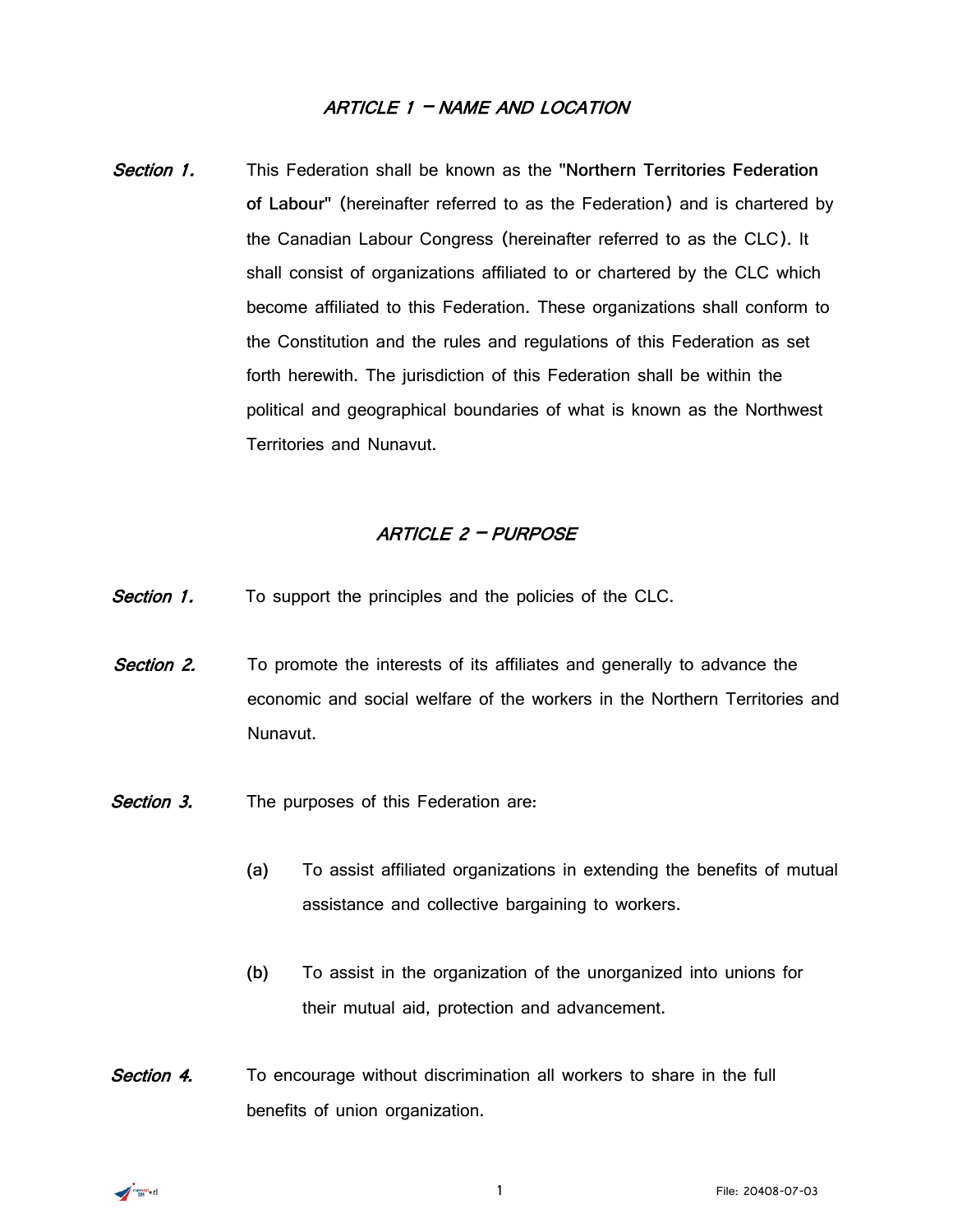## *ARTICLE 1 – NAME AND LOCATION*

***Section 1.*** This Federation shall be known as the **"Northern Territories Federation of Labour"** (hereinafter referred to as the Federation) and is chartered by the Canadian Labour Congress (hereinafter referred to as the CLC). It shall consist of organizations affiliated to or chartered by the CLC which become affiliated to this Federation. These organizations shall conform to the Constitution and the rules and regulations of this Federation as set forth herewith. The jurisdiction of this Federation shall be within the political and geographical boundaries of what is known as the Northwest Territories and Nunavut.

## *ARTICLE 2 – PURPOSE*

***Section 1.*** To support the principles and the policies of the CLC.

***Section 2.*** To promote the interests of its affiliates and generally to advance the economic and social welfare of the workers in the Northern Territories and Nunavut.

***Section 3.*** The purposes of this Federation are:

- **(a)** To assist affiliated organizations in extending the benefits of mutual assistance and collective bargaining to workers.
- **(b)** To assist in the organization of the unorganized into unions for their mutual aid, protection and advancement.

***Section 4.*** To encourage without discrimination all workers to share in the full benefits of union organization.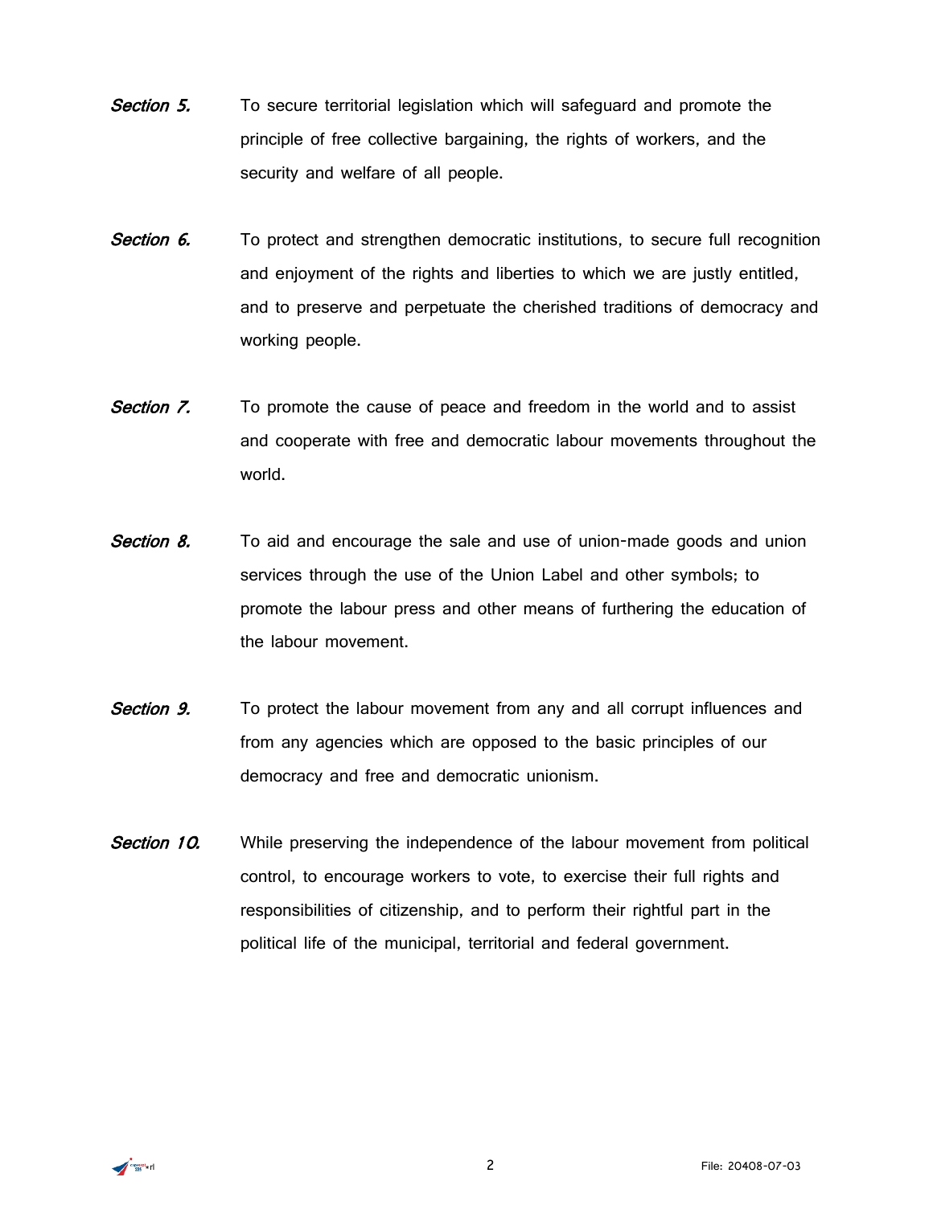***Section 5.*** To secure territorial legislation which will safeguard and promote the principle of free collective bargaining, the rights of workers, and the security and welfare of all people.

***Section 6.*** To protect and strengthen democratic institutions, to secure full recognition and enjoyment of the rights and liberties to which we are justly entitled, and to preserve and perpetuate the cherished traditions of democracy and working people.

***Section 7.*** To promote the cause of peace and freedom in the world and to assist and cooperate with free and democratic labour movements throughout the world.

***Section 8.*** To aid and encourage the sale and use of union-made goods and union services through the use of the Union Label and other symbols; to promote the labour press and other means of furthering the education of the labour movement.

***Section 9.*** To protect the labour movement from any and all corrupt influences and from any agencies which are opposed to the basic principles of our democracy and free and democratic unionism.

***Section 10.*** While preserving the independence of the labour movement from political control, to encourage workers to vote, to exercise their full rights and responsibilities of citizenship, and to perform their rightful part in the political life of the municipal, territorial and federal government.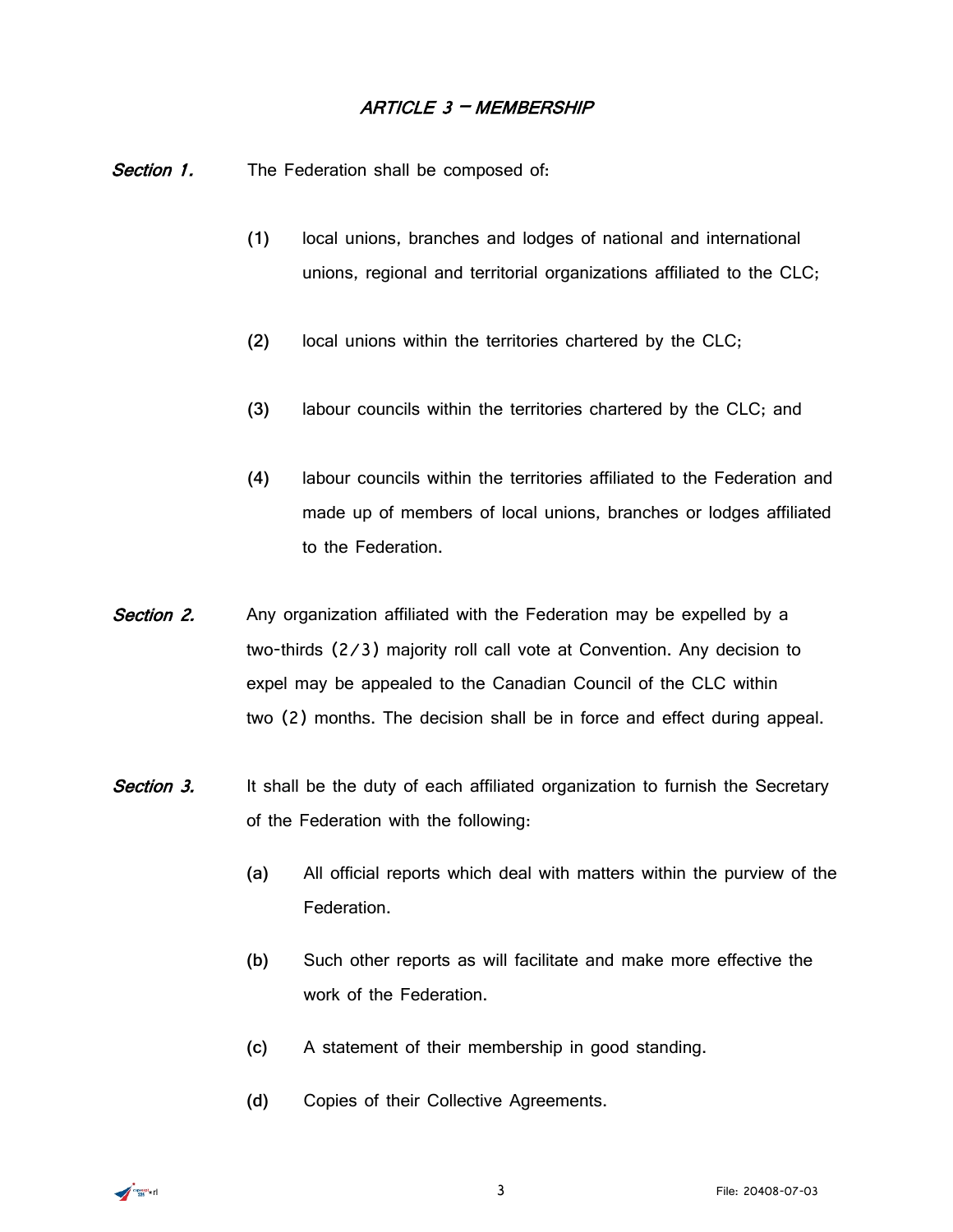## *ARTICLE 3 – MEMBERSHIP*

***Section 1.*** The Federation shall be composed of:

(1) local unions, branches and lodges of national and international unions, regional and territorial organizations affiliated to the CLC;

(2) local unions within the territories chartered by the CLC;

(3) labour councils within the territories chartered by the CLC; and

(4) labour councils within the territories affiliated to the Federation and made up of members of local unions, branches or lodges affiliated to the Federation.

***Section 2.*** Any organization affiliated with the Federation may be expelled by a two-thirds (2/3) majority roll call vote at Convention. Any decision to expel may be appealed to the Canadian Council of the CLC within two (2) months. The decision shall be in force and effect during appeal.

***Section 3.*** It shall be the duty of each affiliated organization to furnish the Secretary of the Federation with the following:

(a) All official reports which deal with matters within the purview of the Federation.

(b) Such other reports as will facilitate and make more effective the work of the Federation.

(c) A statement of their membership in good standing.

(d) Copies of their Collective Agreements.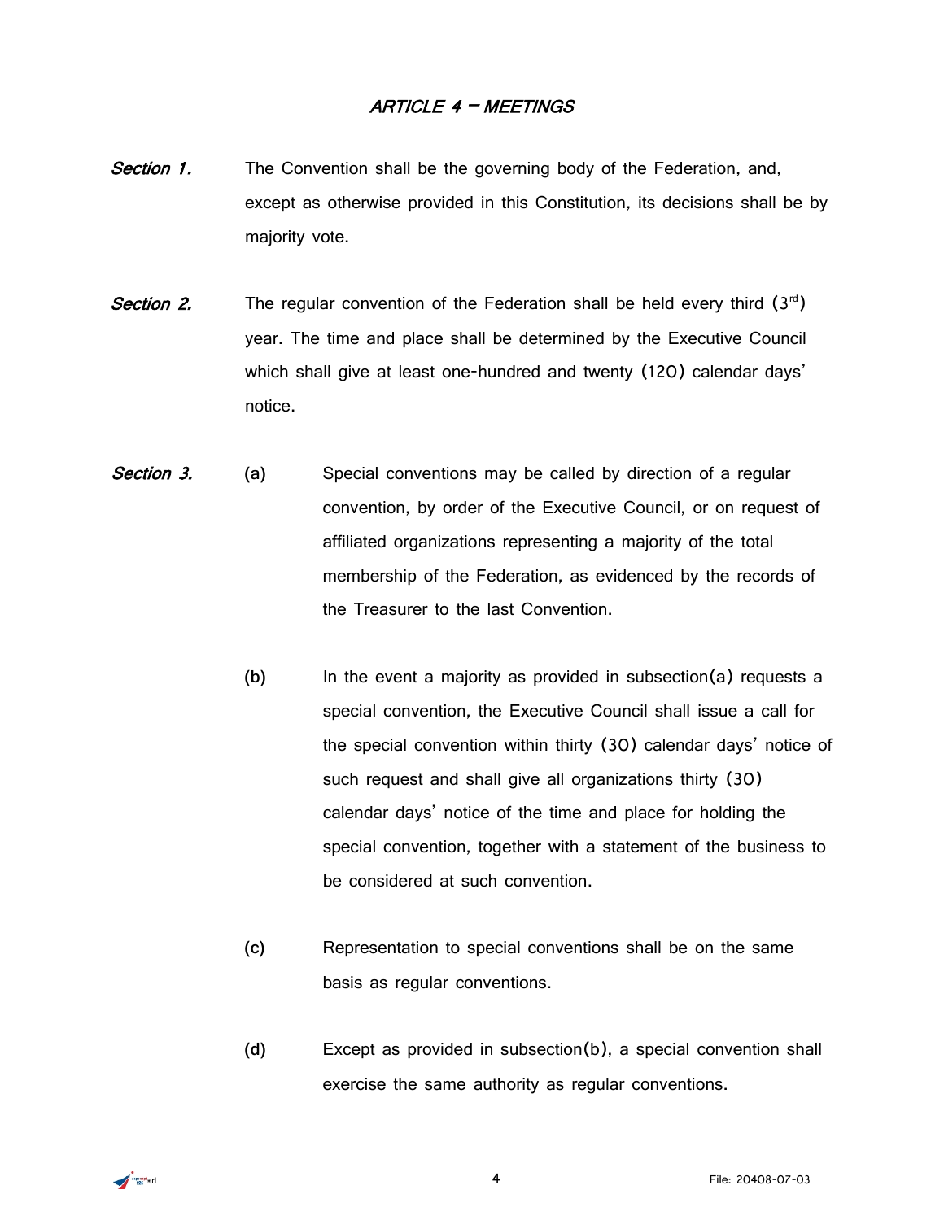## *ARTICLE 4 – MEETINGS*

***Section 1.*** The Convention shall be the governing body of the Federation, and, except as otherwise provided in this Constitution, its decisions shall be by majority vote.

***Section 2.*** The regular convention of the Federation shall be held every third (3rd) year. The time and place shall be determined by the Executive Council which shall give at least one-hundred and twenty (120) calendar days' notice.

***Section 3.***

**(a)** Special conventions may be called by direction of a regular convention, by order of the Executive Council, or on request of affiliated organizations representing a majority of the total membership of the Federation, as evidenced by the records of the Treasurer to the last Convention.

**(b)** In the event a majority as provided in subsection(a) requests a special convention, the Executive Council shall issue a call for the special convention within thirty (30) calendar days' notice of such request and shall give all organizations thirty (30) calendar days' notice of the time and place for holding the special convention, together with a statement of the business to be considered at such convention.

**(c)** Representation to special conventions shall be on the same basis as regular conventions.

**(d)** Except as provided in subsection(b), a special convention shall exercise the same authority as regular conventions.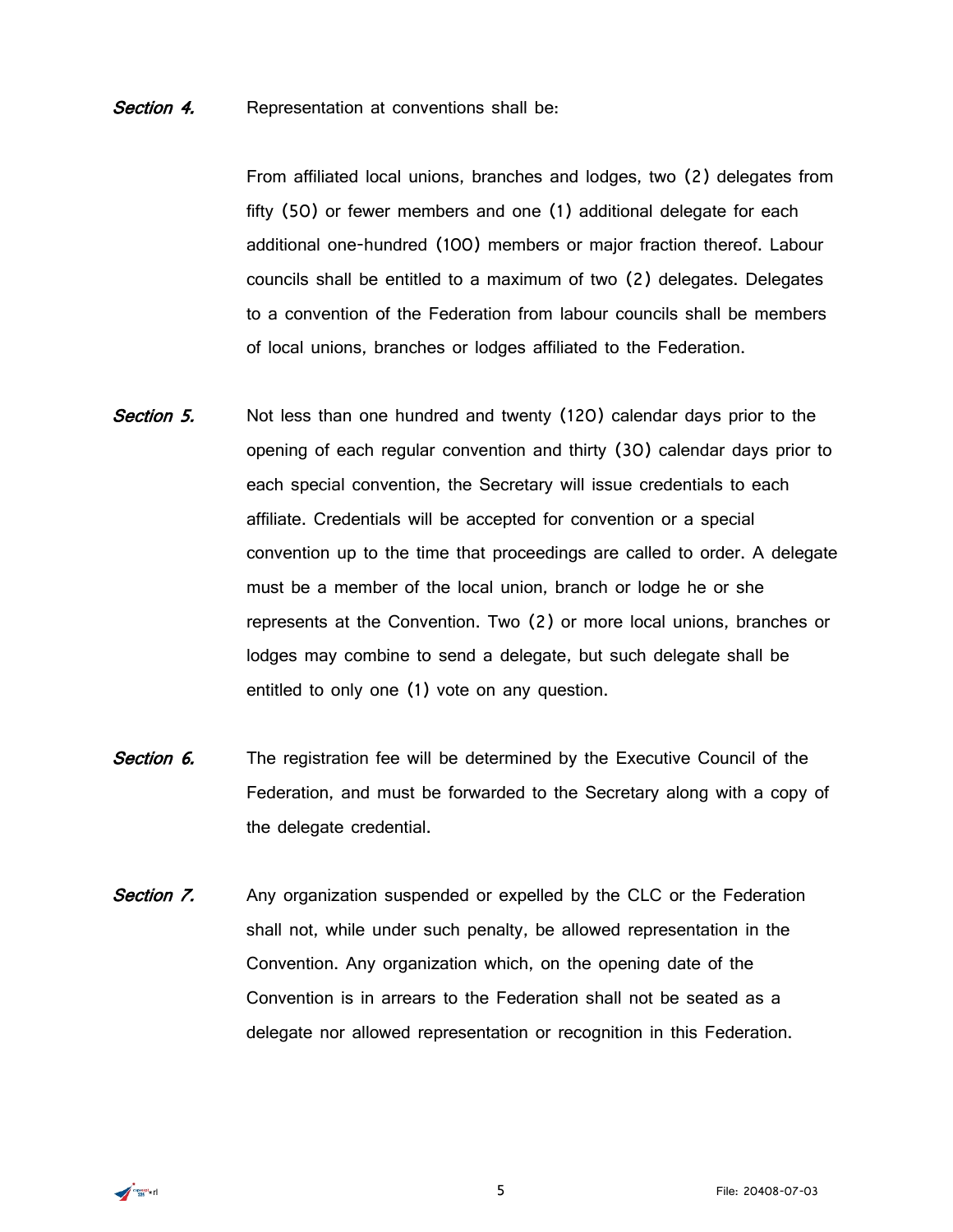***Section 4.*** Representation at conventions shall be:

From affiliated local unions, branches and lodges, two (2) delegates from fifty (50) or fewer members and one (1) additional delegate for each additional one-hundred (100) members or major fraction thereof. Labour councils shall be entitled to a maximum of two (2) delegates. Delegates to a convention of the Federation from labour councils shall be members of local unions, branches or lodges affiliated to the Federation.

***Section 5.*** Not less than one hundred and twenty (120) calendar days prior to the opening of each regular convention and thirty (30) calendar days prior to each special convention, the Secretary will issue credentials to each affiliate. Credentials will be accepted for convention or a special convention up to the time that proceedings are called to order. A delegate must be a member of the local union, branch or lodge he or she represents at the Convention. Two (2) or more local unions, branches or lodges may combine to send a delegate, but such delegate shall be entitled to only one (1) vote on any question.

***Section 6.*** The registration fee will be determined by the Executive Council of the Federation, and must be forwarded to the Secretary along with a copy of the delegate credential.

***Section 7.*** Any organization suspended or expelled by the CLC or the Federation shall not, while under such penalty, be allowed representation in the Convention. Any organization which, on the opening date of the Convention is in arrears to the Federation shall not be seated as a delegate nor allowed representation or recognition in this Federation.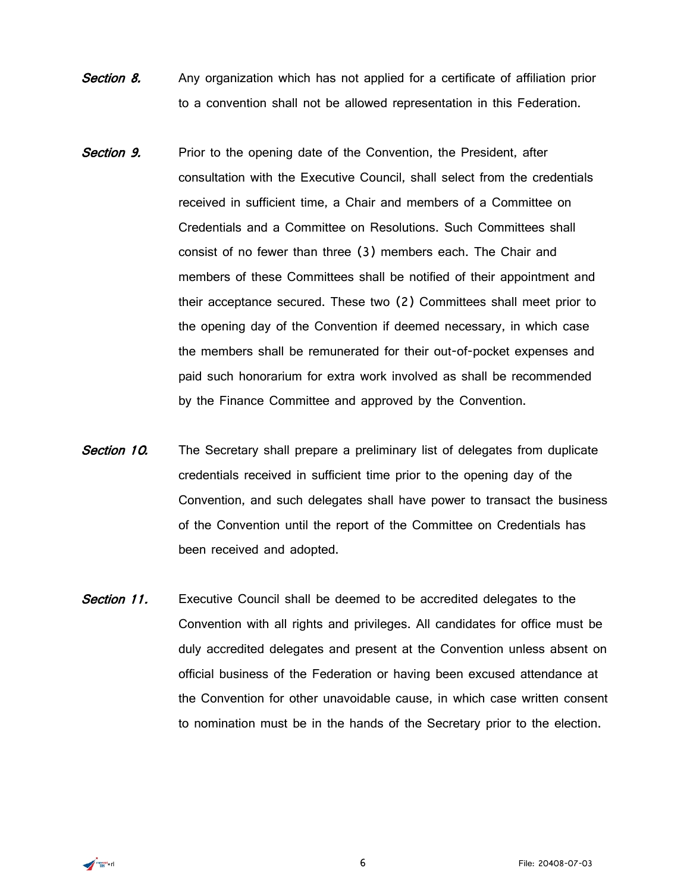***Section 8.*** Any organization which has not applied for a certificate of affiliation prior to a convention shall not be allowed representation in this Federation.

***Section 9.*** Prior to the opening date of the Convention, the President, after consultation with the Executive Council, shall select from the credentials received in sufficient time, a Chair and members of a Committee on Credentials and a Committee on Resolutions. Such Committees shall consist of no fewer than three (3) members each. The Chair and members of these Committees shall be notified of their appointment and their acceptance secured. These two (2) Committees shall meet prior to the opening day of the Convention if deemed necessary, in which case the members shall be remunerated for their out-of-pocket expenses and paid such honorarium for extra work involved as shall be recommended by the Finance Committee and approved by the Convention.

***Section 10.*** The Secretary shall prepare a preliminary list of delegates from duplicate credentials received in sufficient time prior to the opening day of the Convention, and such delegates shall have power to transact the business of the Convention until the report of the Committee on Credentials has been received and adopted.

***Section 11.*** Executive Council shall be deemed to be accredited delegates to the Convention with all rights and privileges. All candidates for office must be duly accredited delegates and present at the Convention unless absent on official business of the Federation or having been excused attendance at the Convention for other unavoidable cause, in which case written consent to nomination must be in the hands of the Secretary prior to the election.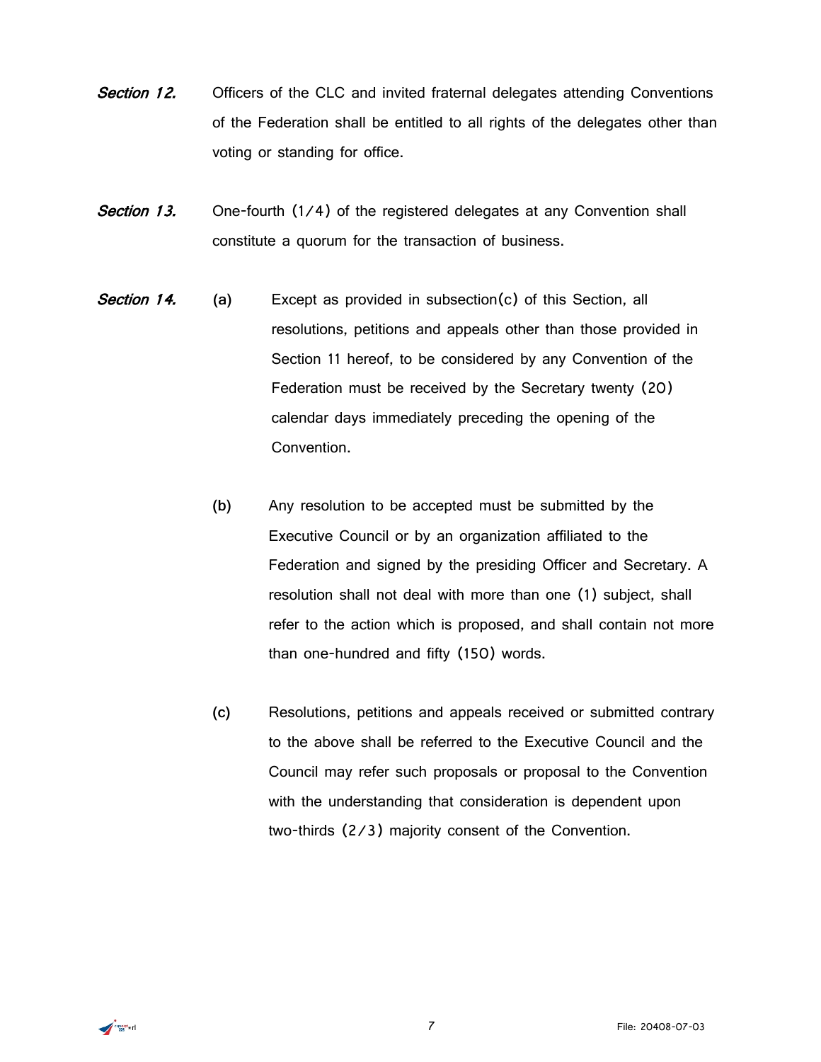***Section 12.*** Officers of the CLC and invited fraternal delegates attending Conventions of the Federation shall be entitled to all rights of the delegates other than voting or standing for office.

***Section 13.*** One-fourth (1/4) of the registered delegates at any Convention shall constitute a quorum for the transaction of business.

***Section 14.***

**(a)** Except as provided in subsection(c) of this Section, all resolutions, petitions and appeals other than those provided in Section 11 hereof, to be considered by any Convention of the Federation must be received by the Secretary twenty (20) calendar days immediately preceding the opening of the Convention.

**(b)** Any resolution to be accepted must be submitted by the Executive Council or by an organization affiliated to the Federation and signed by the presiding Officer and Secretary. A resolution shall not deal with more than one (1) subject, shall refer to the action which is proposed, and shall contain not more than one-hundred and fifty (150) words.

**(c)** Resolutions, petitions and appeals received or submitted contrary to the above shall be referred to the Executive Council and the Council may refer such proposals or proposal to the Convention with the understanding that consideration is dependent upon two-thirds (2/3) majority consent of the Convention.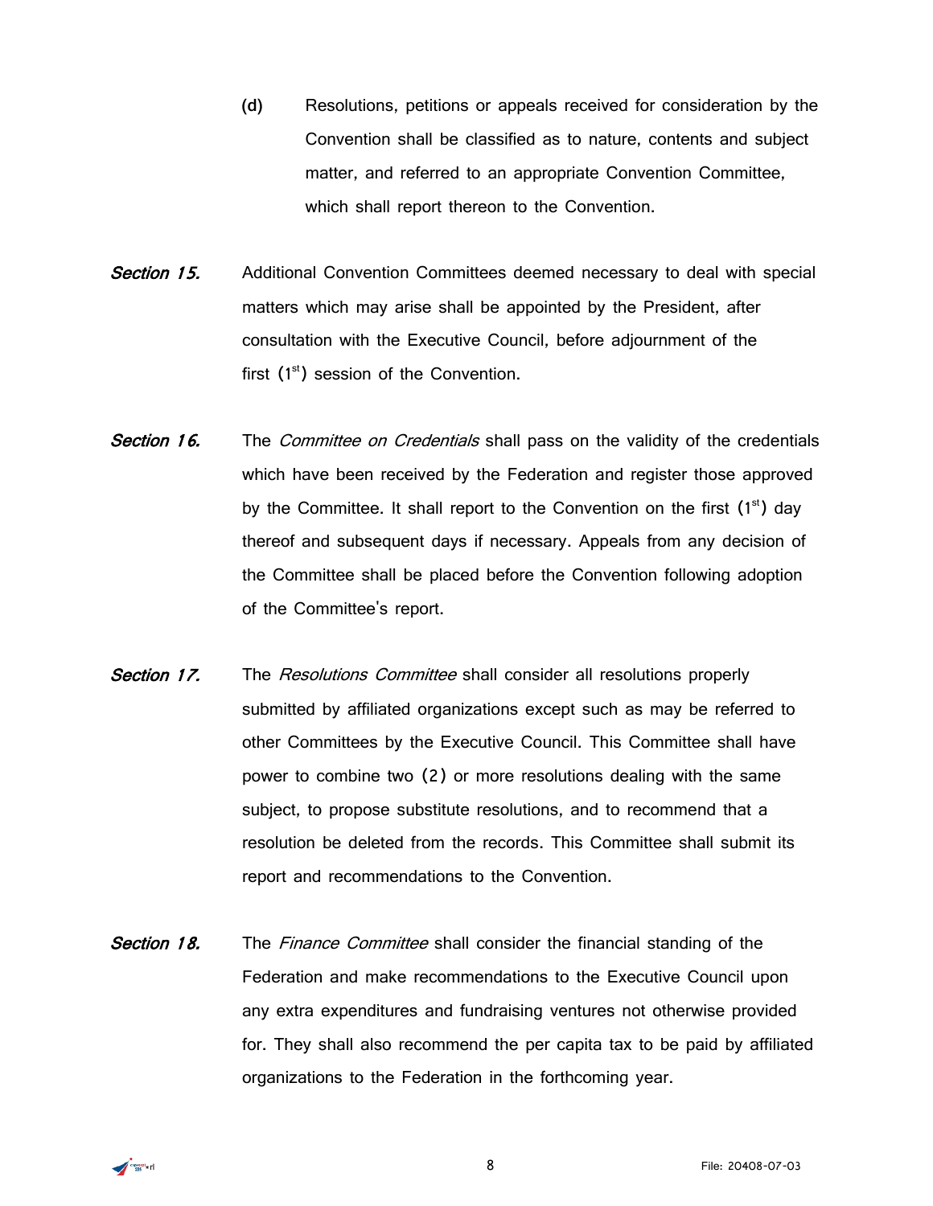(d) Resolutions, petitions or appeals received for consideration by the Convention shall be classified as to nature, contents and subject matter, and referred to an appropriate Convention Committee, which shall report thereon to the Convention.

***Section 15.*** Additional Convention Committees deemed necessary to deal with special matters which may arise shall be appointed by the President, after consultation with the Executive Council, before adjournment of the first (1st) session of the Convention.

***Section 16.*** The *Committee on Credentials* shall pass on the validity of the credentials which have been received by the Federation and register those approved by the Committee. It shall report to the Convention on the first (1st) day thereof and subsequent days if necessary. Appeals from any decision of the Committee shall be placed before the Convention following adoption of the Committee's report.

***Section 17.*** The *Resolutions Committee* shall consider all resolutions properly submitted by affiliated organizations except such as may be referred to other Committees by the Executive Council. This Committee shall have power to combine two (2) or more resolutions dealing with the same subject, to propose substitute resolutions, and to recommend that a resolution be deleted from the records. This Committee shall submit its report and recommendations to the Convention.

***Section 18.*** The *Finance Committee* shall consider the financial standing of the Federation and make recommendations to the Executive Council upon any extra expenditures and fundraising ventures not otherwise provided for. They shall also recommend the per capita tax to be paid by affiliated organizations to the Federation in the forthcoming year.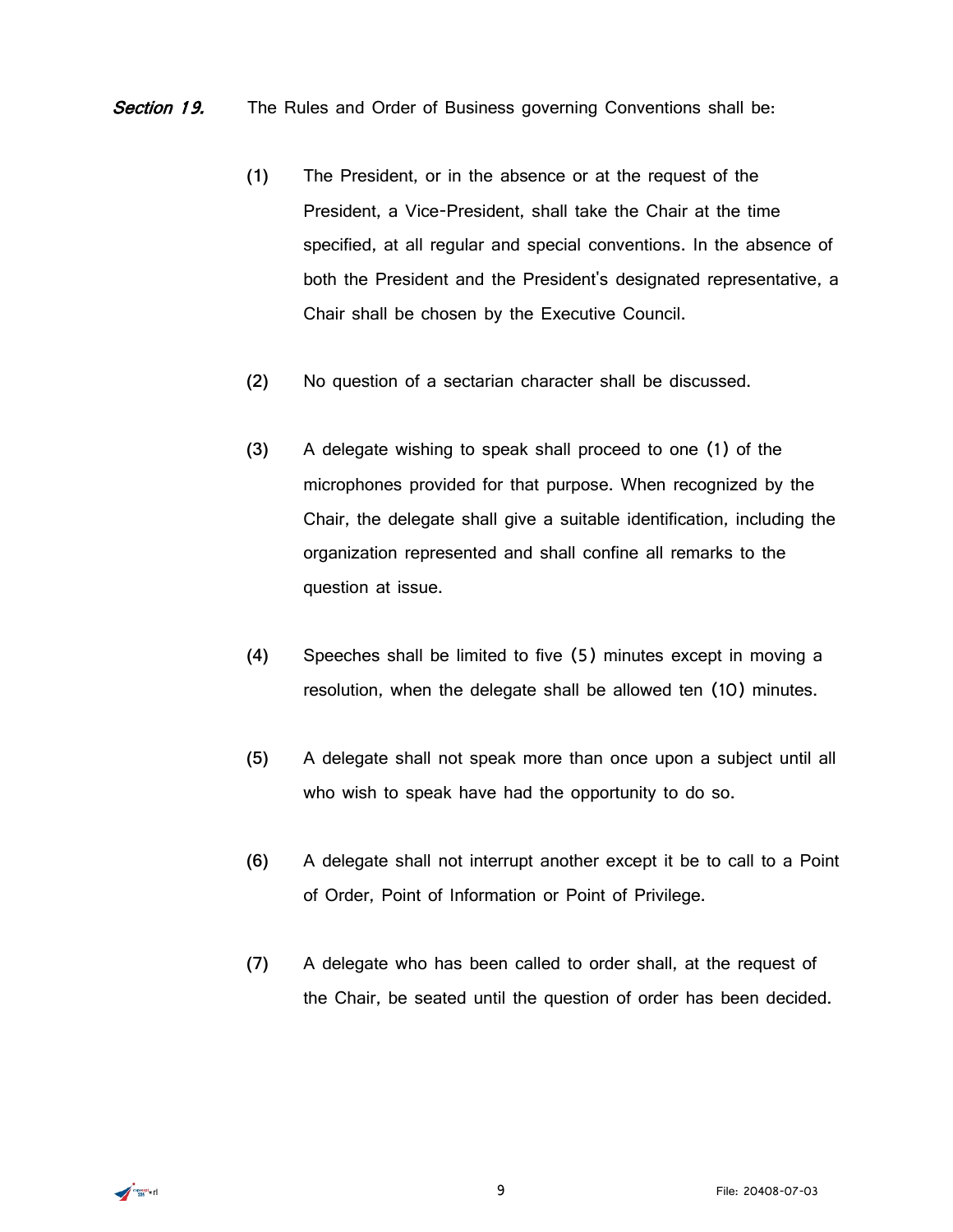***Section 19.*** The Rules and Order of Business governing Conventions shall be:

(1) The President, or in the absence or at the request of the President, a Vice-President, shall take the Chair at the time specified, at all regular and special conventions. In the absence of both the President and the President's designated representative, a Chair shall be chosen by the Executive Council.

(2) No question of a sectarian character shall be discussed.

(3) A delegate wishing to speak shall proceed to one (1) of the microphones provided for that purpose. When recognized by the Chair, the delegate shall give a suitable identification, including the organization represented and shall confine all remarks to the question at issue.

(4) Speeches shall be limited to five (5) minutes except in moving a resolution, when the delegate shall be allowed ten (10) minutes.

(5) A delegate shall not speak more than once upon a subject until all who wish to speak have had the opportunity to do so.

(6) A delegate shall not interrupt another except it be to call to a Point of Order, Point of Information or Point of Privilege.

(7) A delegate who has been called to order shall, at the request of the Chair, be seated until the question of order has been decided.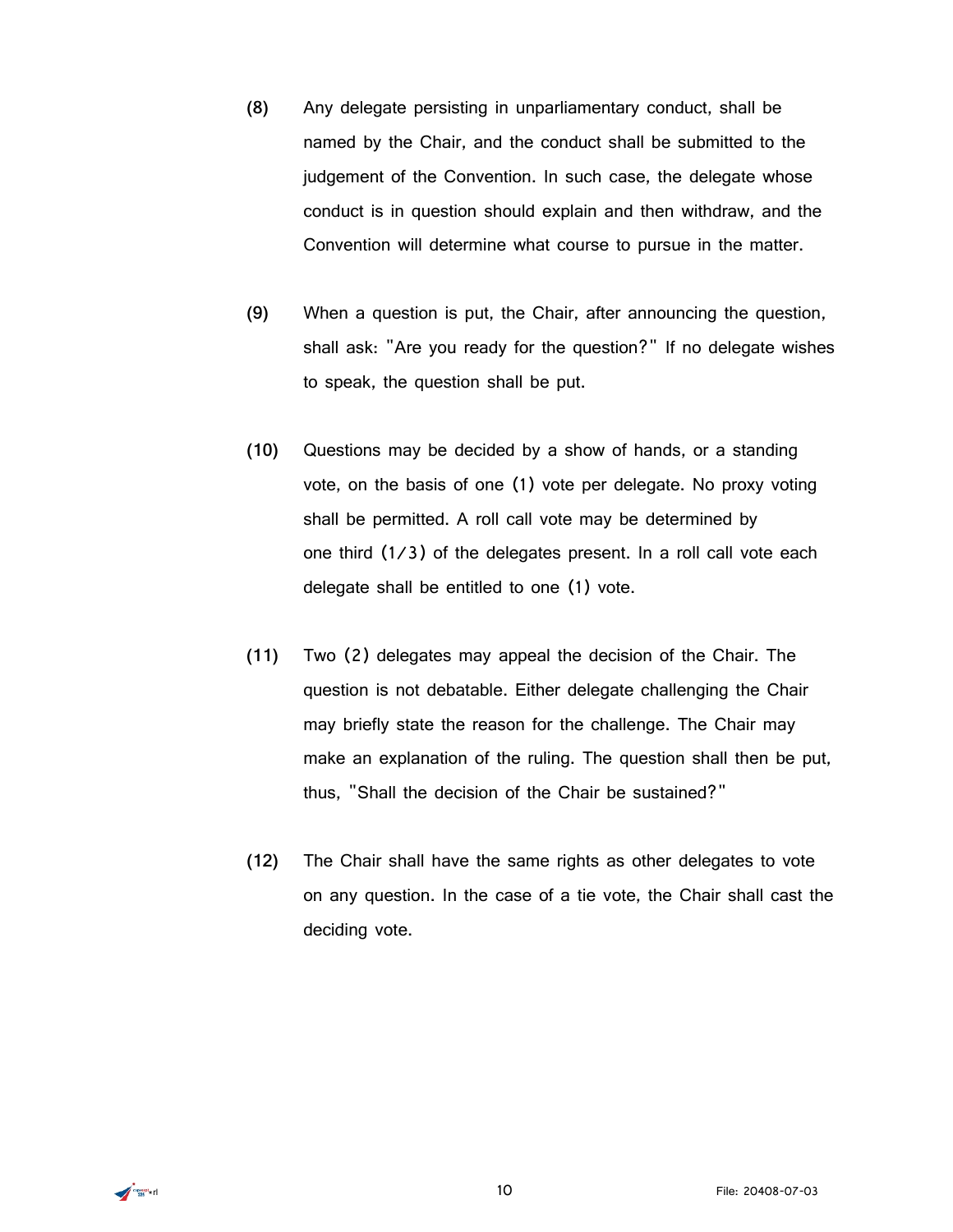(8) Any delegate persisting in unparliamentary conduct, shall be named by the Chair, and the conduct shall be submitted to the judgement of the Convention. In such case, the delegate whose conduct is in question should explain and then withdraw, and the Convention will determine what course to pursue in the matter.

(9) When a question is put, the Chair, after announcing the question, shall ask: "Are you ready for the question?" If no delegate wishes to speak, the question shall be put.

(10) Questions may be decided by a show of hands, or a standing vote, on the basis of one (1) vote per delegate. No proxy voting shall be permitted. A roll call vote may be determined by one third (1/3) of the delegates present. In a roll call vote each delegate shall be entitled to one (1) vote.

(11) Two (2) delegates may appeal the decision of the Chair. The question is not debatable. Either delegate challenging the Chair may briefly state the reason for the challenge. The Chair may make an explanation of the ruling. The question shall then be put, thus, "Shall the decision of the Chair be sustained?"

(12) The Chair shall have the same rights as other delegates to vote on any question. In the case of a tie vote, the Chair shall cast the deciding vote.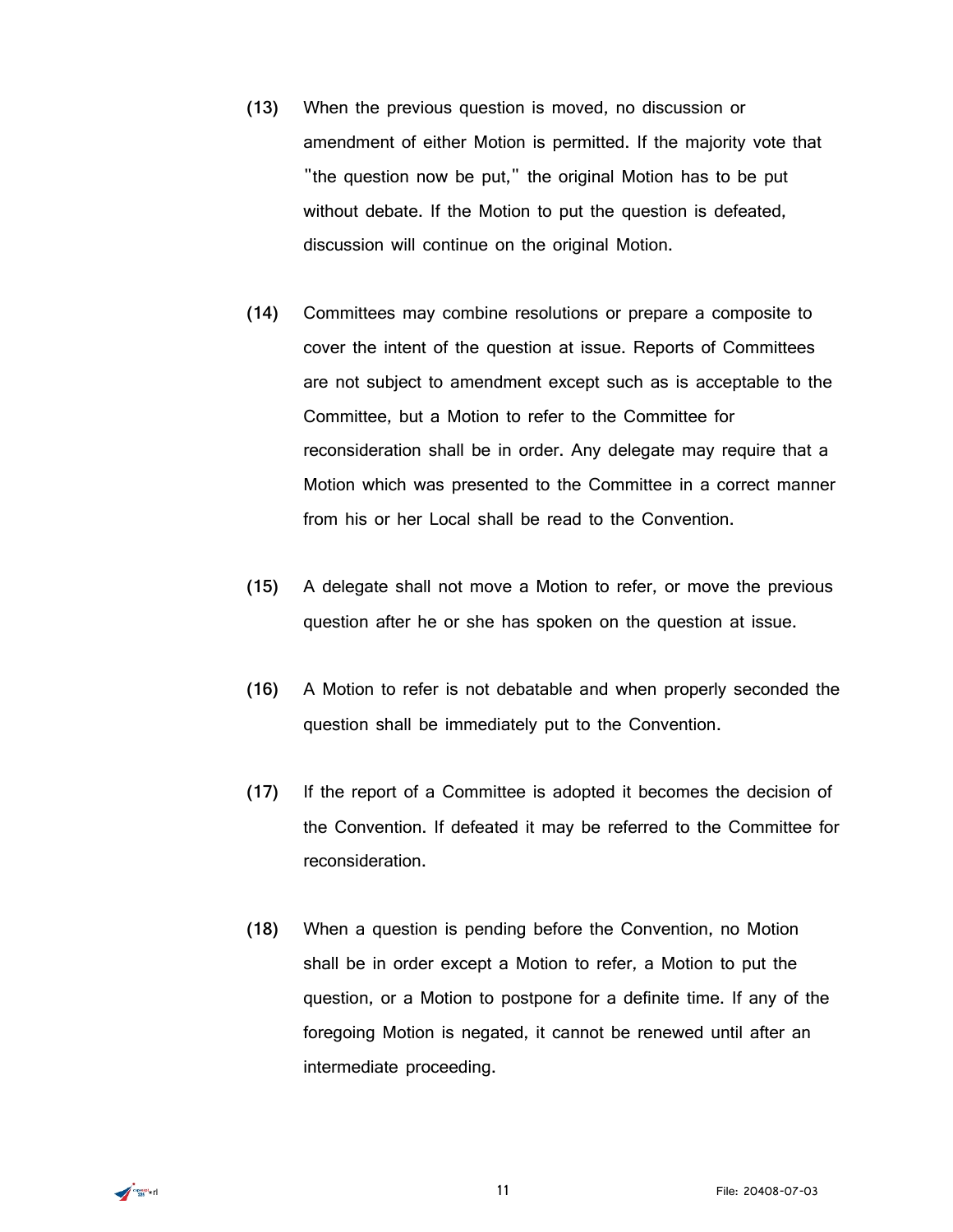(13) When the previous question is moved, no discussion or amendment of either Motion is permitted. If the majority vote that "the question now be put," the original Motion has to be put without debate. If the Motion to put the question is defeated, discussion will continue on the original Motion.

(14) Committees may combine resolutions or prepare a composite to cover the intent of the question at issue. Reports of Committees are not subject to amendment except such as is acceptable to the Committee, but a Motion to refer to the Committee for reconsideration shall be in order. Any delegate may require that a Motion which was presented to the Committee in a correct manner from his or her Local shall be read to the Convention.

(15) A delegate shall not move a Motion to refer, or move the previous question after he or she has spoken on the question at issue.

(16) A Motion to refer is not debatable and when properly seconded the question shall be immediately put to the Convention.

(17) If the report of a Committee is adopted it becomes the decision of the Convention. If defeated it may be referred to the Committee for reconsideration.

(18) When a question is pending before the Convention, no Motion shall be in order except a Motion to refer, a Motion to put the question, or a Motion to postpone for a definite time. If any of the foregoing Motion is negated, it cannot be renewed until after an intermediate proceeding.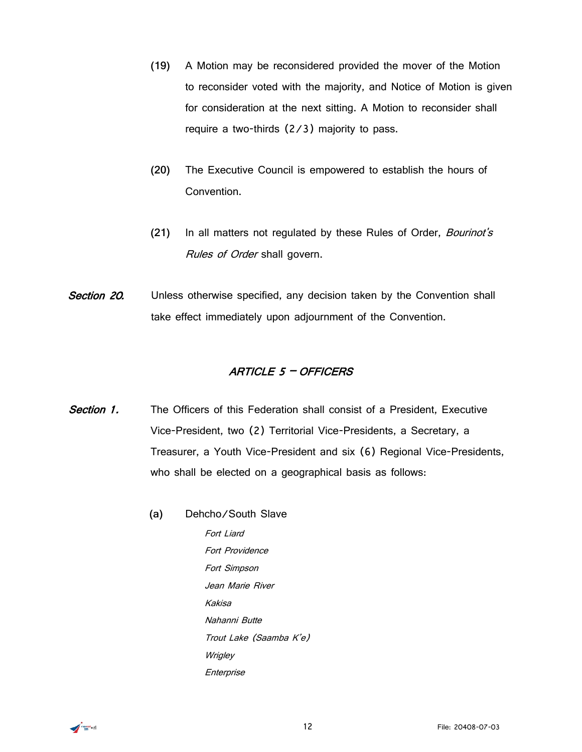(19) A Motion may be reconsidered provided the mover of the Motion to reconsider voted with the majority, and Notice of Motion is given for consideration at the next sitting. A Motion to reconsider shall require a two-thirds (2/3) majority to pass.

(20) The Executive Council is empowered to establish the hours of Convention.

(21) In all matters not regulated by these Rules of Order, *Bourinot's Rules of Order* shall govern.

***Section 20.*** Unless otherwise specified, any decision taken by the Convention shall take effect immediately upon adjournment of the Convention.

## *ARTICLE 5 – OFFICERS*

***Section 1.*** The Officers of this Federation shall consist of a President, Executive Vice-President, two (2) Territorial Vice-Presidents, a Secretary, a Treasurer, a Youth Vice-President and six (6) Regional Vice-Presidents, who shall be elected on a geographical basis as follows:

(a) Dehcho/South Slave

*Fort Liard*
*Fort Providence*
*Fort Simpson*
*Jean Marie River*
*Kakisa*
*Nahanni Butte*
*Trout Lake (Saamba K'e)*
*Wrigley*
*Enterprise*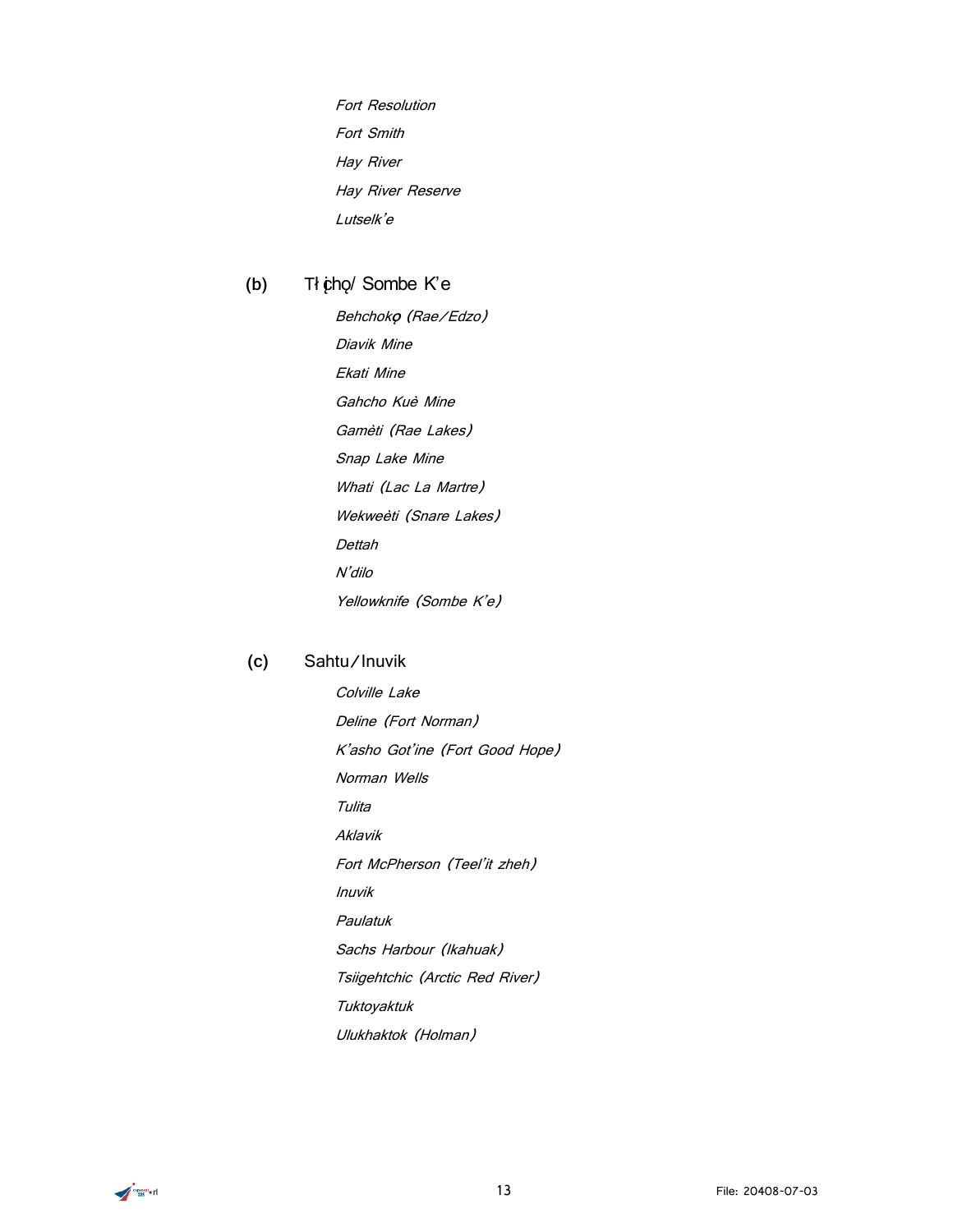*Fort Resolution*

*Fort Smith*

*Hay River*

*Hay River Reserve*

*Lutselk'e*

(b) Tłı̨chǫ/ Sombe K'e

*Behchokǫ̀ (Rae/Edzo)*

*Diavik Mine*

*Ekati Mine*

*Gahcho Kuè Mine*

*Gamètì (Rae Lakes)*

*Snap Lake Mine*

*Whati (Lac La Martre)*

*Wekweètì (Snare Lakes)*

*Dettah*

*N'dilo*

*Yellowknife (Sombe K'e)*

(c) Sahtu/Inuvik

*Colville Lake*

*Deline (Fort Norman)*

*K'asho Got'ine (Fort Good Hope)*

*Norman Wells*

*Tulita*

*Aklavik*

*Fort McPherson (Teel'it zheh)*

*Inuvik*

*Paulatuk*

*Sachs Harbour (Ikahuak)*

*Tsiigehtchic (Arctic Red River)*

*Tuktoyaktuk*

*Ulukhaktok (Holman)*

File: 20408-07-03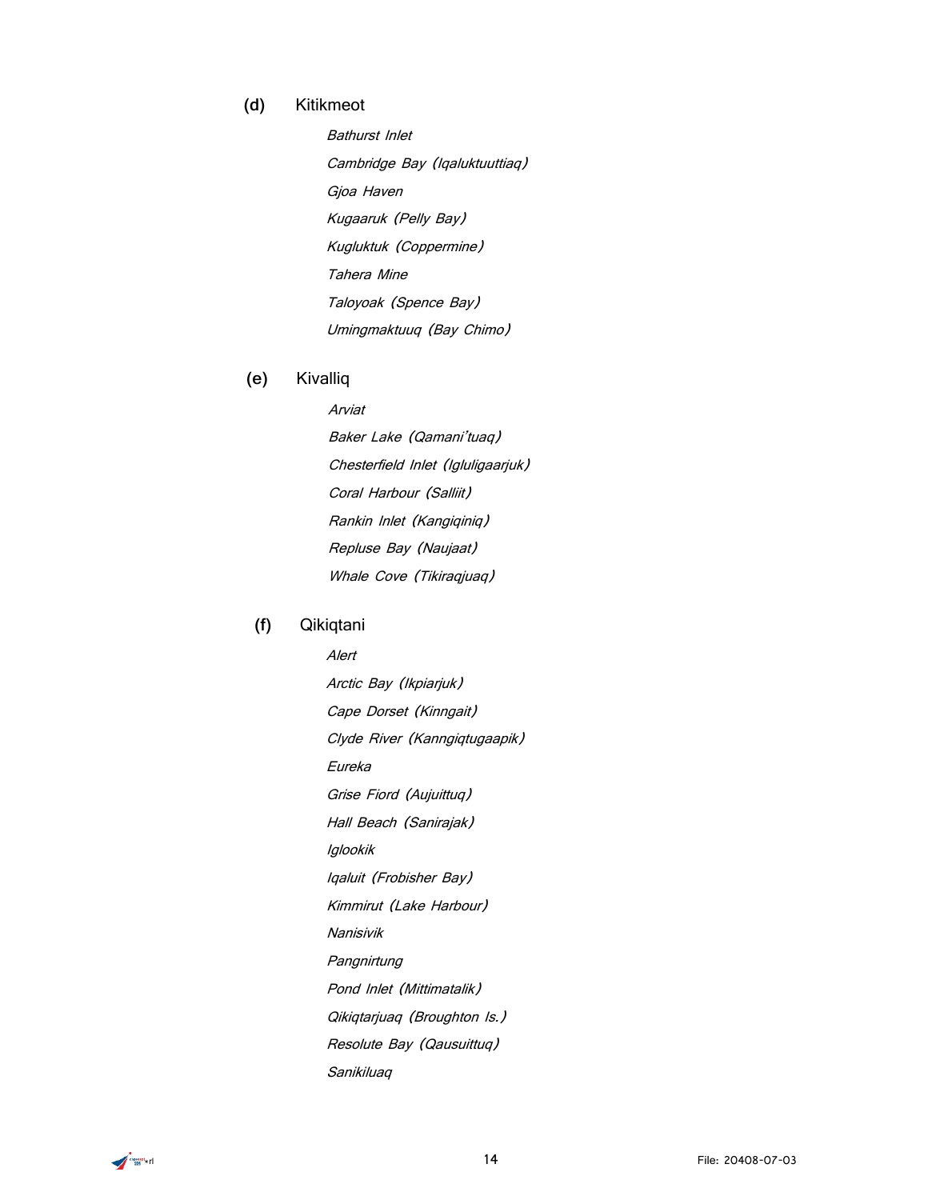**(d)** Kitikmeot

*Bathurst Inlet*

*Cambridge Bay (Iqaluktuuttiaq)*

*Gjoa Haven*

*Kugaaruk (Pelly Bay)*

*Kugluktuk (Coppermine)*

*Tahera Mine*

*Taloyoak (Spence Bay)*

*Umingmaktuuq (Bay Chimo)*

**(e)** Kivalliq

*Arviat*

*Baker Lake (Qamani'tuaq)*

*Chesterfield Inlet (Igluligaarjuk)*

*Coral Harbour (Salliit)*

*Rankin Inlet (Kangiqiniq)*

*Repluse Bay (Naujaat)*

*Whale Cove (Tikiraqjuaq)*

**(f)** Qikiqtani

*Alert*

*Arctic Bay (Ikpiarjuk)*

*Cape Dorset (Kinngait)*

*Clyde River (Kanngiqtugaapik)*

*Eureka*

*Grise Fiord (Aujuittuq)*

*Hall Beach (Sanirajak)*

*Iglookik*

*Iqaluit (Frobisher Bay)*

*Kimmirut (Lake Harbour)*

*Nanisivik*

*Pangnirtung*

*Pond Inlet (Mittimatalik)*

*Qikiqtarjuaq (Broughton Is.)*

*Resolute Bay (Qausuittuq)*

*Sanikiluaq*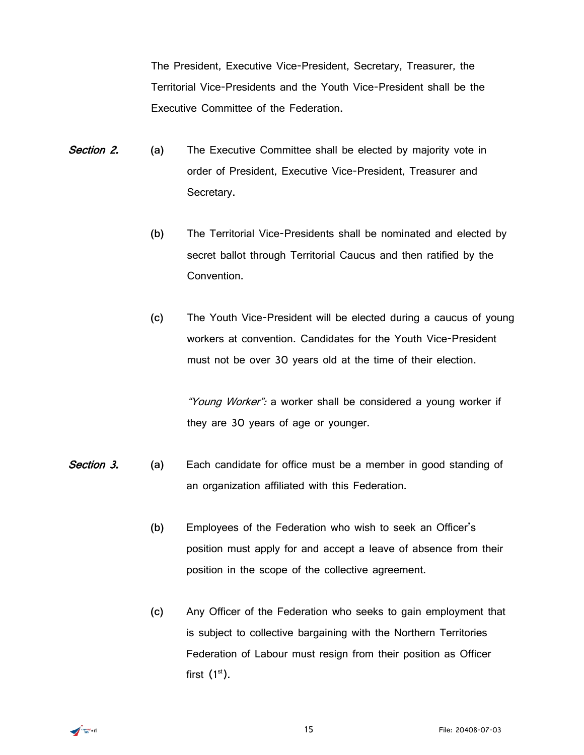The President, Executive Vice-President, Secretary, Treasurer, the Territorial Vice-Presidents and the Youth Vice-President shall be the Executive Committee of the Federation.

***Section 2.***

(a) The Executive Committee shall be elected by majority vote in order of President, Executive Vice-President, Treasurer and Secretary.

(b) The Territorial Vice-Presidents shall be nominated and elected by secret ballot through Territorial Caucus and then ratified by the Convention.

(c) The Youth Vice-President will be elected during a caucus of young workers at convention. Candidates for the Youth Vice-President must not be over 30 years old at the time of their election.

*"Young Worker":* a worker shall be considered a young worker if they are 30 years of age or younger.

***Section 3.***

(a) Each candidate for office must be a member in good standing of an organization affiliated with this Federation.

(b) Employees of the Federation who wish to seek an Officer's position must apply for and accept a leave of absence from their position in the scope of the collective agreement.

(c) Any Officer of the Federation who seeks to gain employment that is subject to collective bargaining with the Northern Territories Federation of Labour must resign from their position as Officer first (1st).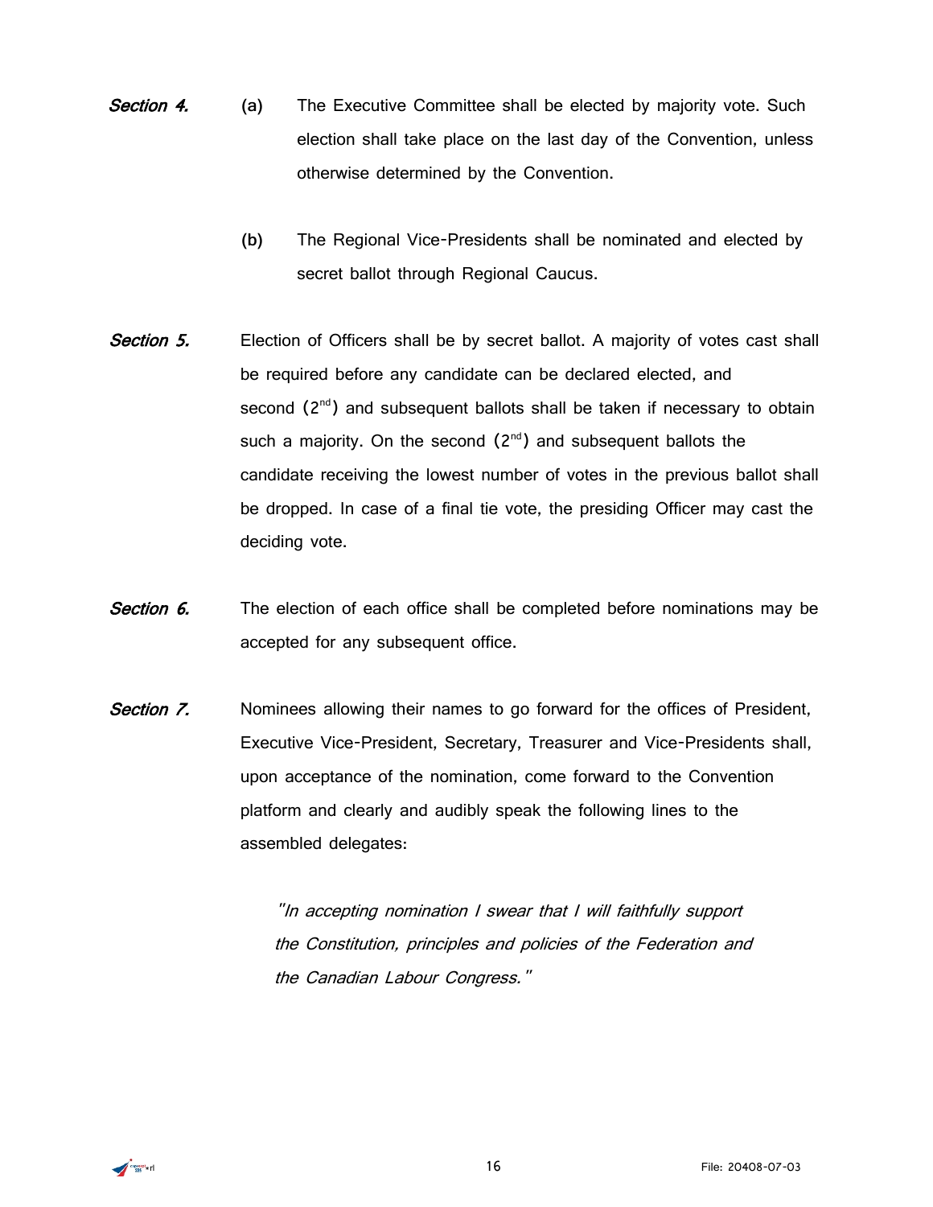***Section 4.*** (a) The Executive Committee shall be elected by majority vote. Such election shall take place on the last day of the Convention, unless otherwise determined by the Convention.

(b) The Regional Vice-Presidents shall be nominated and elected by secret ballot through Regional Caucus.

***Section 5.*** Election of Officers shall be by secret ballot. A majority of votes cast shall be required before any candidate can be declared elected, and second (2nd) and subsequent ballots shall be taken if necessary to obtain such a majority. On the second (2nd) and subsequent ballots the candidate receiving the lowest number of votes in the previous ballot shall be dropped. In case of a final tie vote, the presiding Officer may cast the deciding vote.

***Section 6.*** The election of each office shall be completed before nominations may be accepted for any subsequent office.

***Section 7.*** Nominees allowing their names to go forward for the offices of President, Executive Vice-President, Secretary, Treasurer and Vice-Presidents shall, upon acceptance of the nomination, come forward to the Convention platform and clearly and audibly speak the following lines to the assembled delegates:

> *"In accepting nomination I swear that I will faithfully support the Constitution, principles and policies of the Federation and the Canadian Labour Congress."*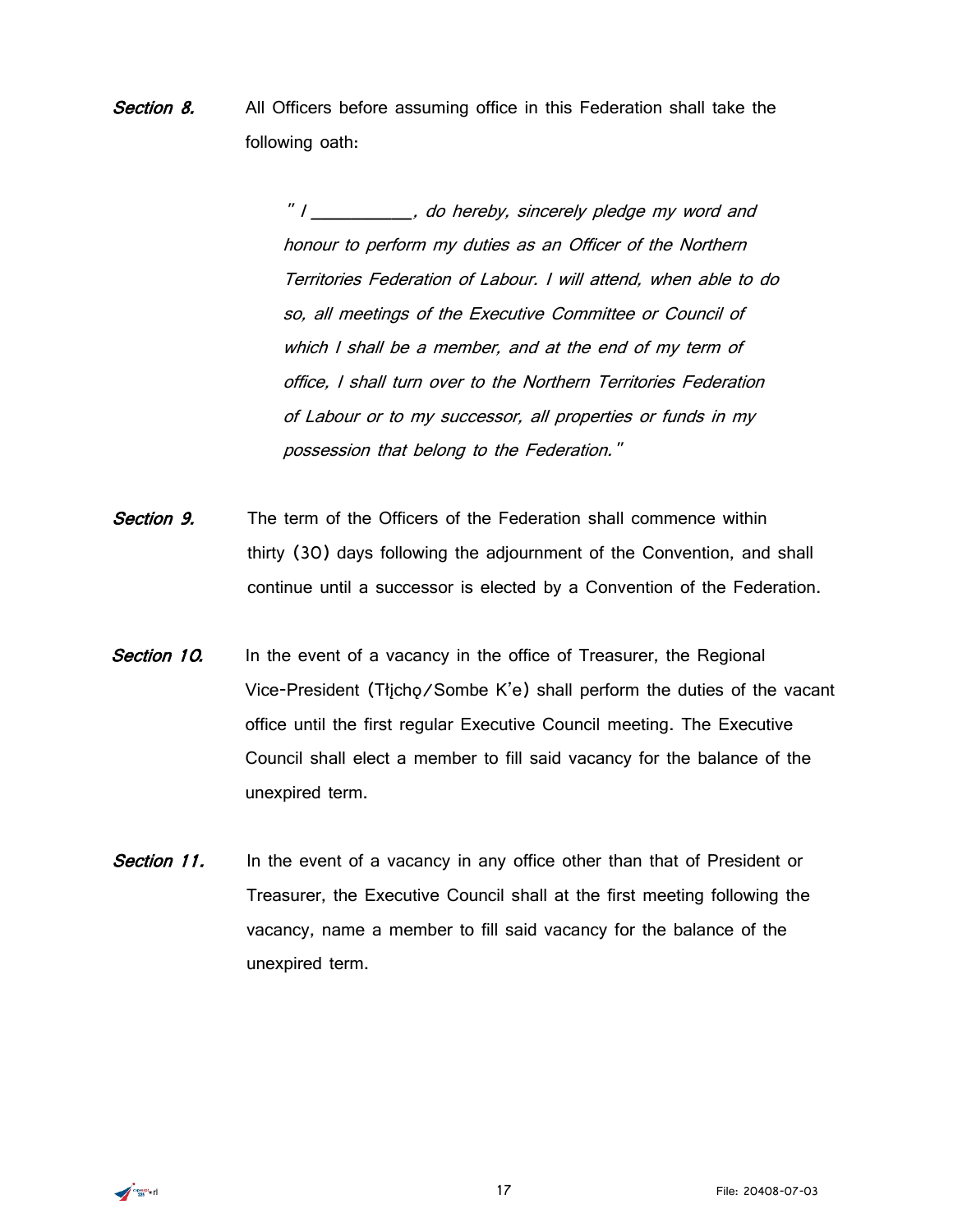***Section 8.*** All Officers before assuming office in this Federation shall take the following oath:

> *" I __________, do hereby, sincerely pledge my word and honour to perform my duties as an Officer of the Northern Territories Federation of Labour. I will attend, when able to do so, all meetings of the Executive Committee or Council of which I shall be a member, and at the end of my term of office, I shall turn over to the Northern Territories Federation of Labour or to my successor, all properties or funds in my possession that belong to the Federation."*

***Section 9.*** The term of the Officers of the Federation shall commence within thirty (30) days following the adjournment of the Convention, and shall continue until a successor is elected by a Convention of the Federation.

***Section 10.*** In the event of a vacancy in the office of Treasurer, the Regional Vice-President (Tłı̨chǫ/Sombe K'e) shall perform the duties of the vacant office until the first regular Executive Council meeting. The Executive Council shall elect a member to fill said vacancy for the balance of the unexpired term.

***Section 11.*** In the event of a vacancy in any office other than that of President or Treasurer, the Executive Council shall at the first meeting following the vacancy, name a member to fill said vacancy for the balance of the unexpired term.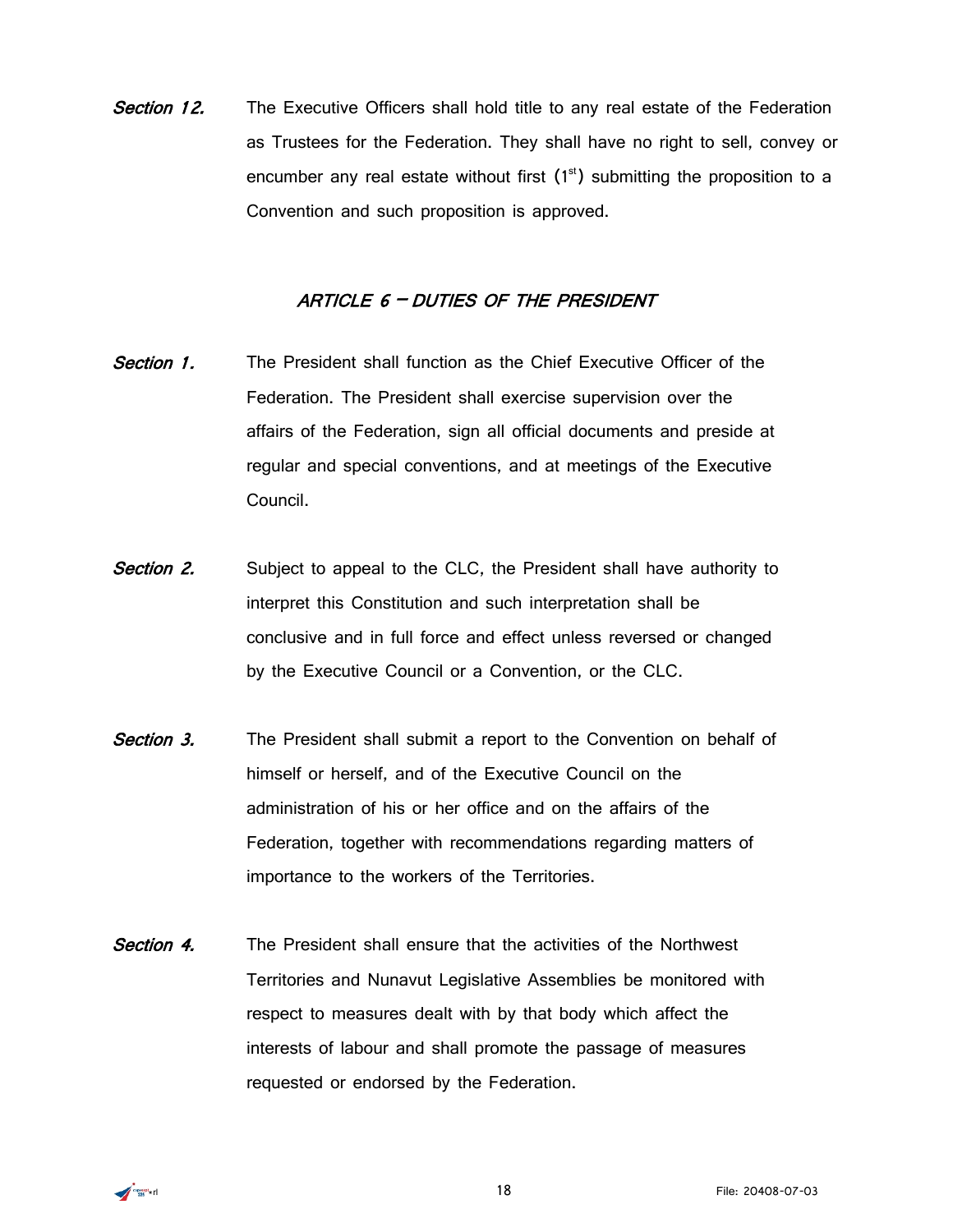*Section 12.* The Executive Officers shall hold title to any real estate of the Federation as Trustees for the Federation. They shall have no right to sell, convey or encumber any real estate without first (1st) submitting the proposition to a Convention and such proposition is approved.

## *ARTICLE 6 – DUTIES OF THE PRESIDENT*

*Section 1.* The President shall function as the Chief Executive Officer of the Federation. The President shall exercise supervision over the affairs of the Federation, sign all official documents and preside at regular and special conventions, and at meetings of the Executive Council.

*Section 2.* Subject to appeal to the CLC, the President shall have authority to interpret this Constitution and such interpretation shall be conclusive and in full force and effect unless reversed or changed by the Executive Council or a Convention, or the CLC.

*Section 3.* The President shall submit a report to the Convention on behalf of himself or herself, and of the Executive Council on the administration of his or her office and on the affairs of the Federation, together with recommendations regarding matters of importance to the workers of the Territories.

*Section 4.* The President shall ensure that the activities of the Northwest Territories and Nunavut Legislative Assemblies be monitored with respect to measures dealt with by that body which affect the interests of labour and shall promote the passage of measures requested or endorsed by the Federation.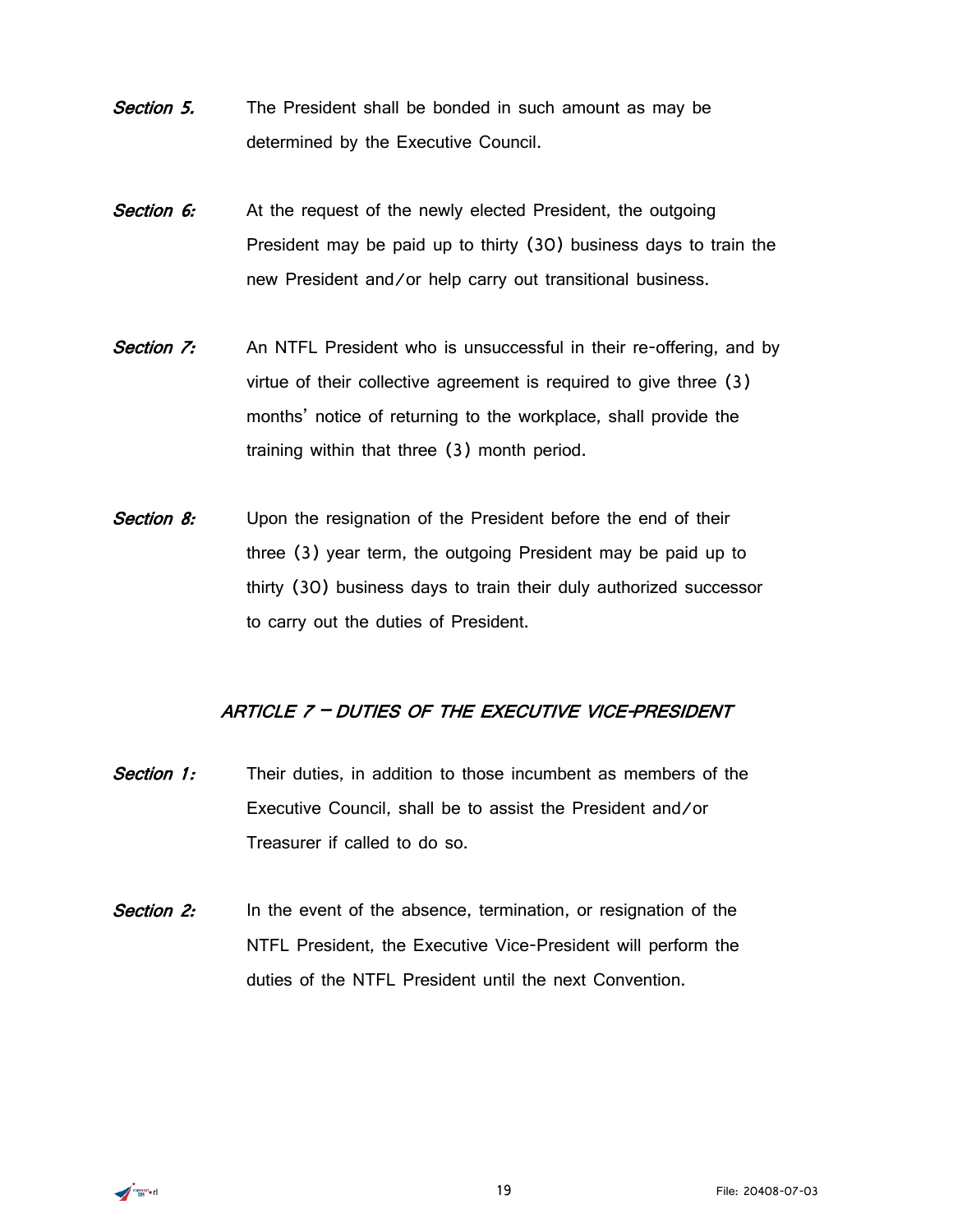***Section 5.*** The President shall be bonded in such amount as may be determined by the Executive Council.

***Section 6:*** At the request of the newly elected President, the outgoing President may be paid up to thirty (30) business days to train the new President and/or help carry out transitional business.

***Section 7:*** An NTFL President who is unsuccessful in their re-offering, and by virtue of their collective agreement is required to give three (3) months' notice of returning to the workplace, shall provide the training within that three (3) month period.

***Section 8:*** Upon the resignation of the President before the end of their three (3) year term, the outgoing President may be paid up to thirty (30) business days to train their duly authorized successor to carry out the duties of President.

## *ARTICLE 7 – DUTIES OF THE EXECUTIVE VICE-PRESIDENT*

***Section 1:*** Their duties, in addition to those incumbent as members of the Executive Council, shall be to assist the President and/or Treasurer if called to do so.

***Section 2:*** In the event of the absence, termination, or resignation of the NTFL President, the Executive Vice-President will perform the duties of the NTFL President until the next Convention.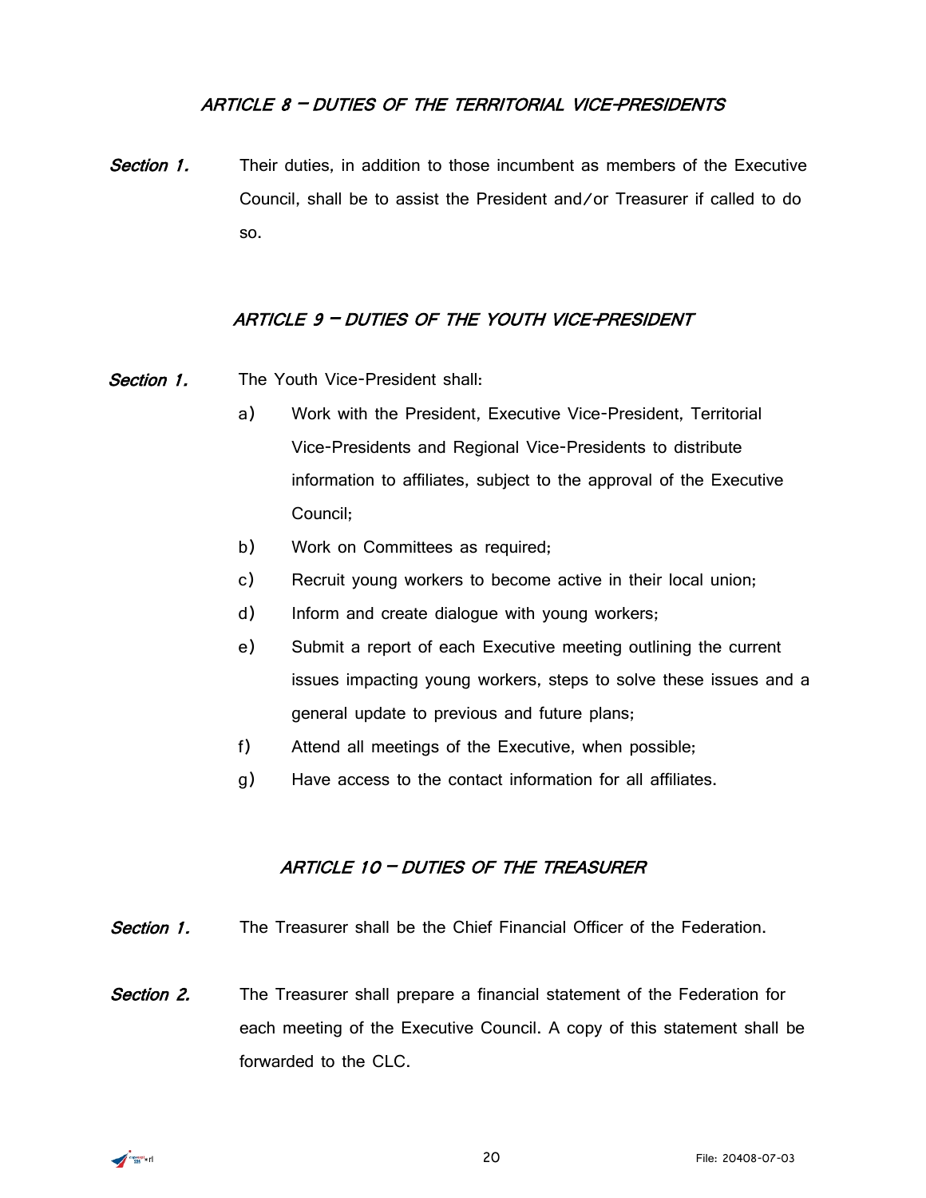## *ARTICLE 8 – DUTIES OF THE TERRITORIAL VICE-PRESIDENTS*

***Section 1.*** Their duties, in addition to those incumbent as members of the Executive Council, shall be to assist the President and/or Treasurer if called to do so.

## *ARTICLE 9 – DUTIES OF THE YOUTH VICE-PRESIDENT*

***Section 1.*** The Youth Vice-President shall:

a) Work with the President, Executive Vice-President, Territorial Vice-Presidents and Regional Vice-Presidents to distribute information to affiliates, subject to the approval of the Executive Council;

b) Work on Committees as required;

c) Recruit young workers to become active in their local union;

d) Inform and create dialogue with young workers;

e) Submit a report of each Executive meeting outlining the current issues impacting young workers, steps to solve these issues and a general update to previous and future plans;

f) Attend all meetings of the Executive, when possible;

g) Have access to the contact information for all affiliates.

## *ARTICLE 10 – DUTIES OF THE TREASURER*

***Section 1.*** The Treasurer shall be the Chief Financial Officer of the Federation.

***Section 2.*** The Treasurer shall prepare a financial statement of the Federation for each meeting of the Executive Council. A copy of this statement shall be forwarded to the CLC.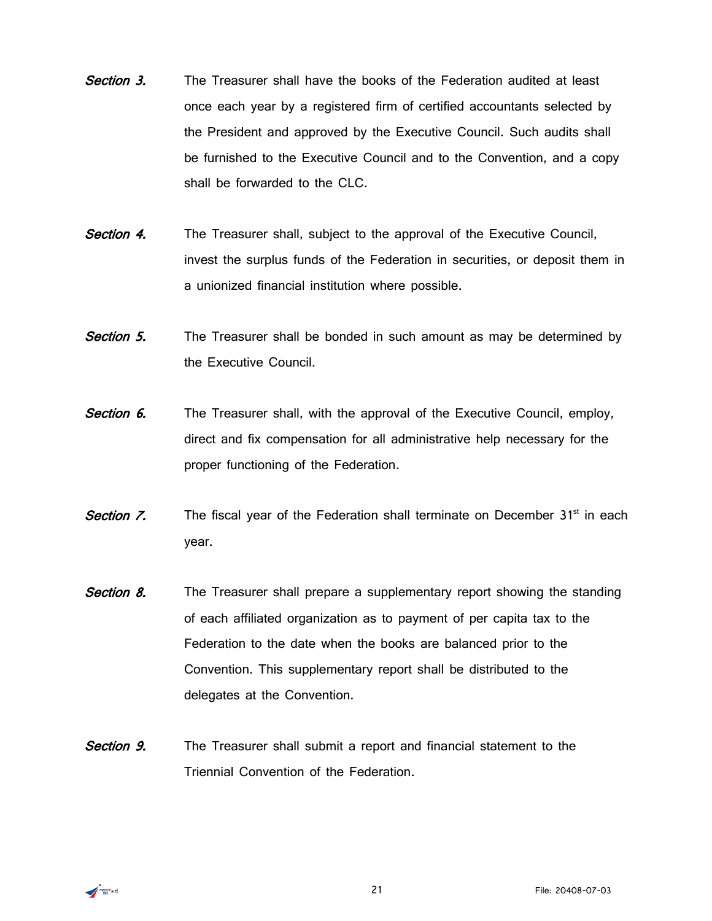***Section 3.*** The Treasurer shall have the books of the Federation audited at least once each year by a registered firm of certified accountants selected by the President and approved by the Executive Council. Such audits shall be furnished to the Executive Council and to the Convention, and a copy shall be forwarded to the CLC.

***Section 4.*** The Treasurer shall, subject to the approval of the Executive Council, invest the surplus funds of the Federation in securities, or deposit them in a unionized financial institution where possible.

***Section 5.*** The Treasurer shall be bonded in such amount as may be determined by the Executive Council.

***Section 6.*** The Treasurer shall, with the approval of the Executive Council, employ, direct and fix compensation for all administrative help necessary for the proper functioning of the Federation.

***Section 7.*** The fiscal year of the Federation shall terminate on December 31st in each year.

***Section 8.*** The Treasurer shall prepare a supplementary report showing the standing of each affiliated organization as to payment of per capita tax to the Federation to the date when the books are balanced prior to the Convention. This supplementary report shall be distributed to the delegates at the Convention.

***Section 9.*** The Treasurer shall submit a report and financial statement to the Triennial Convention of the Federation.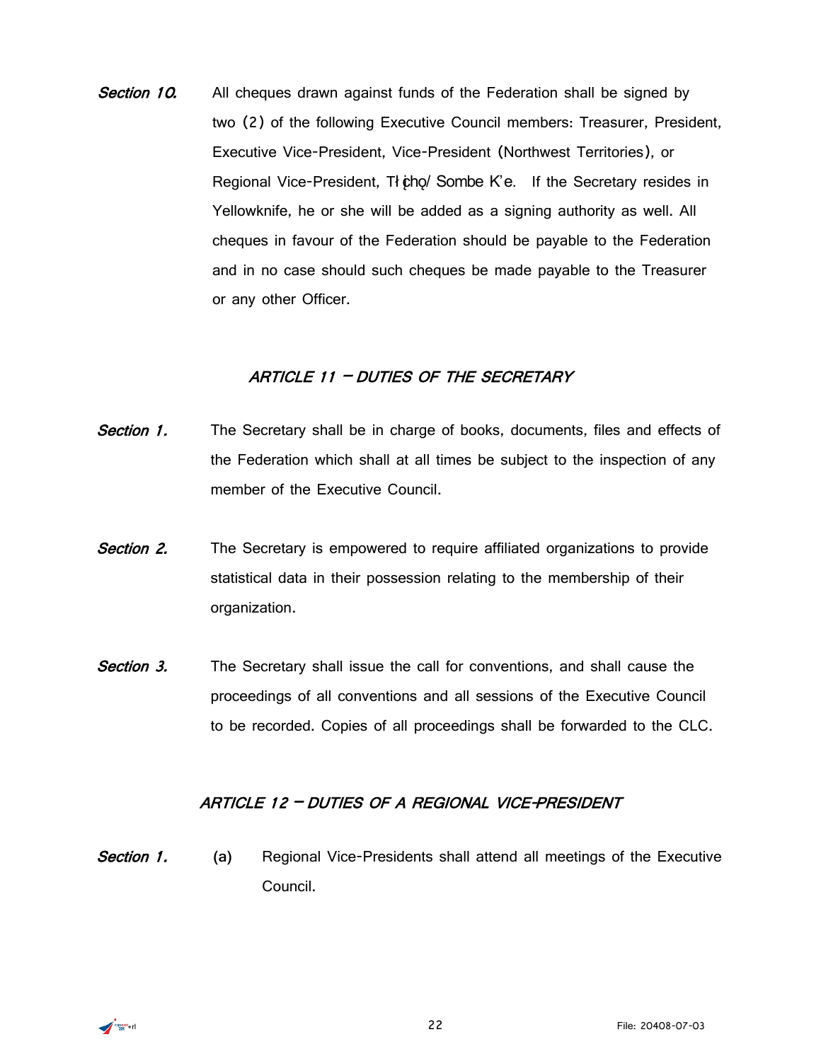***Section 10.*** All cheques drawn against funds of the Federation shall be signed by two (2) of the following Executive Council members: Treasurer, President, Executive Vice-President, Vice-President (Northwest Territories), or Regional Vice-President, Tłı̨chǫ/ Sombe K'e. If the Secretary resides in Yellowknife, he or she will be added as a signing authority as well. All cheques in favour of the Federation should be payable to the Federation and in no case should such cheques be made payable to the Treasurer or any other Officer.

## *ARTICLE 11 – DUTIES OF THE SECRETARY*

***Section 1.*** The Secretary shall be in charge of books, documents, files and effects of the Federation which shall at all times be subject to the inspection of any member of the Executive Council.

***Section 2.*** The Secretary is empowered to require affiliated organizations to provide statistical data in their possession relating to the membership of their organization.

***Section 3.*** The Secretary shall issue the call for conventions, and shall cause the proceedings of all conventions and all sessions of the Executive Council to be recorded. Copies of all proceedings shall be forwarded to the CLC.

## *ARTICLE 12 – DUTIES OF A REGIONAL VICE-PRESIDENT*

***Section 1.*** (a) Regional Vice-Presidents shall attend all meetings of the Executive Council.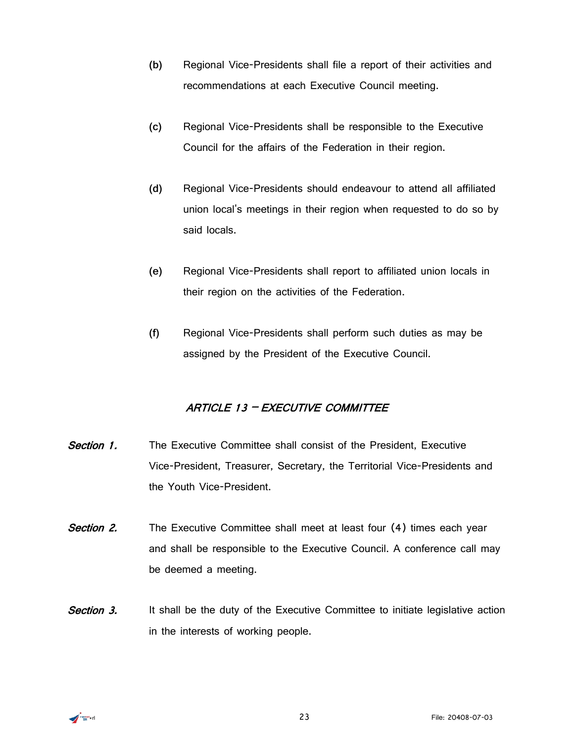(b) Regional Vice-Presidents shall file a report of their activities and recommendations at each Executive Council meeting.

(c) Regional Vice-Presidents shall be responsible to the Executive Council for the affairs of the Federation in their region.

(d) Regional Vice-Presidents should endeavour to attend all affiliated union local's meetings in their region when requested to do so by said locals.

(e) Regional Vice-Presidents shall report to affiliated union locals in their region on the activities of the Federation.

(f) Regional Vice-Presidents shall perform such duties as may be assigned by the President of the Executive Council.

## *ARTICLE 13 – EXECUTIVE COMMITTEE*

***Section 1.*** The Executive Committee shall consist of the President, Executive Vice-President, Treasurer, Secretary, the Territorial Vice-Presidents and the Youth Vice-President.

***Section 2.*** The Executive Committee shall meet at least four (4) times each year and shall be responsible to the Executive Council. A conference call may be deemed a meeting.

***Section 3.*** It shall be the duty of the Executive Committee to initiate legislative action in the interests of working people.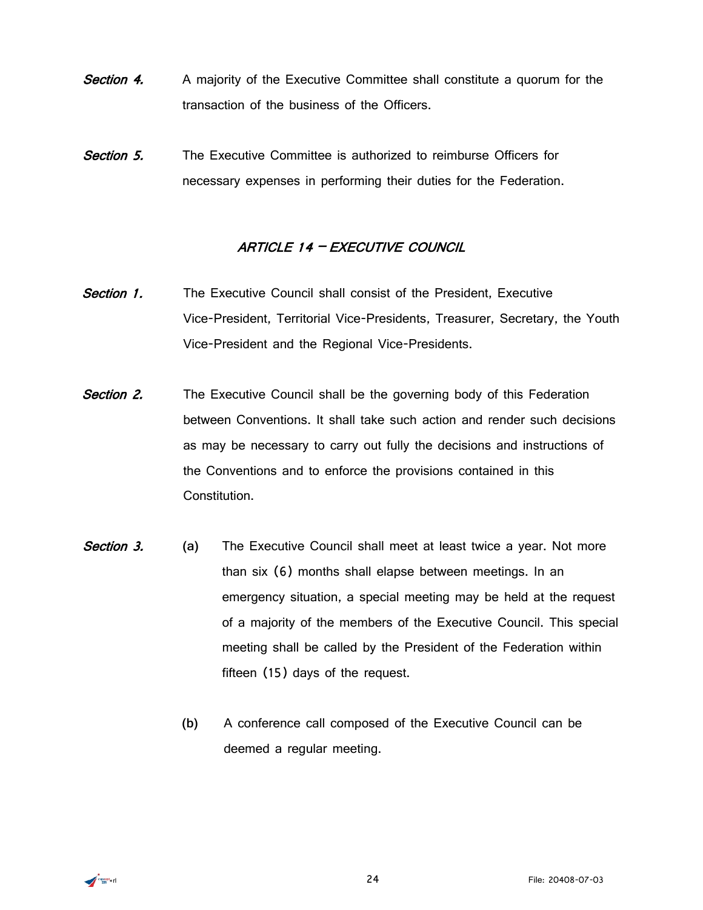***Section 4.*** A majority of the Executive Committee shall constitute a quorum for the transaction of the business of the Officers.

***Section 5.*** The Executive Committee is authorized to reimburse Officers for necessary expenses in performing their duties for the Federation.

## *ARTICLE 14 – EXECUTIVE COUNCIL*

***Section 1.*** The Executive Council shall consist of the President, Executive Vice-President, Territorial Vice-Presidents, Treasurer, Secretary, the Youth Vice-President and the Regional Vice-Presidents.

***Section 2.*** The Executive Council shall be the governing body of this Federation between Conventions. It shall take such action and render such decisions as may be necessary to carry out fully the decisions and instructions of the Conventions and to enforce the provisions contained in this Constitution.

***Section 3.***

(a) The Executive Council shall meet at least twice a year. Not more than six (6) months shall elapse between meetings. In an emergency situation, a special meeting may be held at the request of a majority of the members of the Executive Council. This special meeting shall be called by the President of the Federation within fifteen (15) days of the request.

(b) A conference call composed of the Executive Council can be deemed a regular meeting.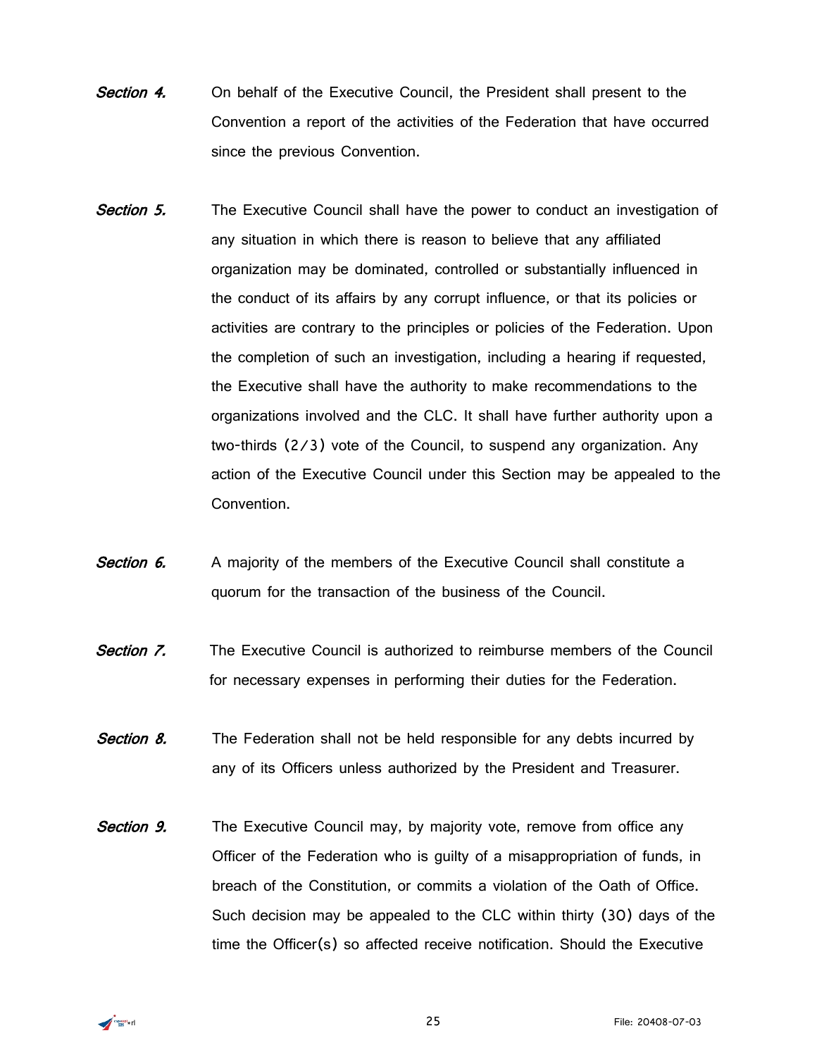***Section 4.*** On behalf of the Executive Council, the President shall present to the Convention a report of the activities of the Federation that have occurred since the previous Convention.

***Section 5.*** The Executive Council shall have the power to conduct an investigation of any situation in which there is reason to believe that any affiliated organization may be dominated, controlled or substantially influenced in the conduct of its affairs by any corrupt influence, or that its policies or activities are contrary to the principles or policies of the Federation. Upon the completion of such an investigation, including a hearing if requested, the Executive shall have the authority to make recommendations to the organizations involved and the CLC. It shall have further authority upon a two-thirds (2/3) vote of the Council, to suspend any organization. Any action of the Executive Council under this Section may be appealed to the Convention.

***Section 6.*** A majority of the members of the Executive Council shall constitute a quorum for the transaction of the business of the Council.

***Section 7.*** The Executive Council is authorized to reimburse members of the Council for necessary expenses in performing their duties for the Federation.

***Section 8.*** The Federation shall not be held responsible for any debts incurred by any of its Officers unless authorized by the President and Treasurer.

***Section 9.*** The Executive Council may, by majority vote, remove from office any Officer of the Federation who is guilty of a misappropriation of funds, in breach of the Constitution, or commits a violation of the Oath of Office. Such decision may be appealed to the CLC within thirty (30) days of the time the Officer(s) so affected receive notification. Should the Executive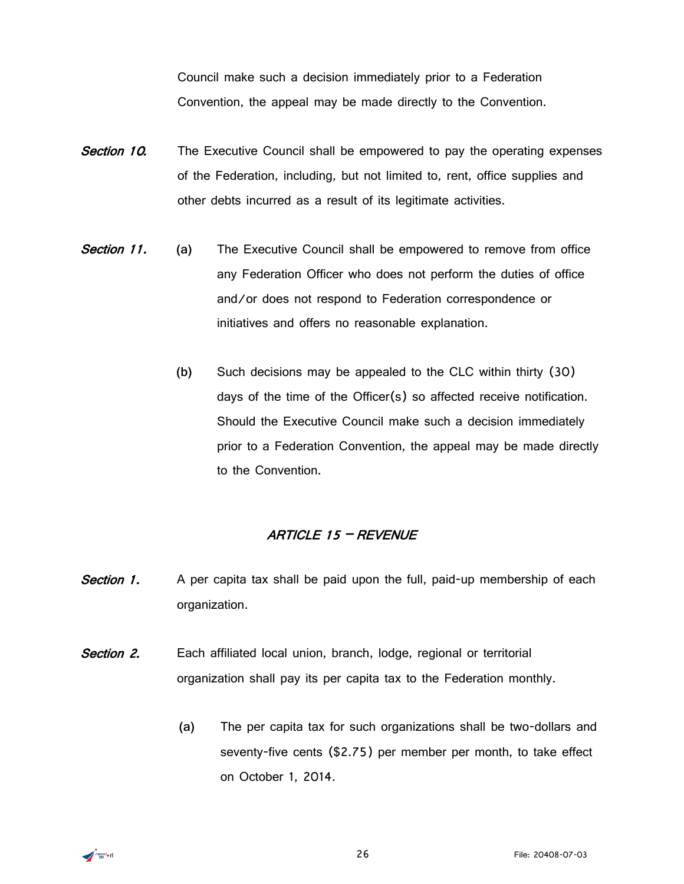Council make such a decision immediately prior to a Federation Convention, the appeal may be made directly to the Convention.

***Section 10.*** The Executive Council shall be empowered to pay the operating expenses of the Federation, including, but not limited to, rent, office supplies and other debts incurred as a result of its legitimate activities.

***Section 11.***

(a) The Executive Council shall be empowered to remove from office any Federation Officer who does not perform the duties of office and/or does not respond to Federation correspondence or initiatives and offers no reasonable explanation.

(b) Such decisions may be appealed to the CLC within thirty (30) days of the time of the Officer(s) so affected receive notification. Should the Executive Council make such a decision immediately prior to a Federation Convention, the appeal may be made directly to the Convention.

## *ARTICLE 15 – REVENUE*

***Section 1.*** A per capita tax shall be paid upon the full, paid-up membership of each organization.

***Section 2.*** Each affiliated local union, branch, lodge, regional or territorial organization shall pay its per capita tax to the Federation monthly.

(a) The per capita tax for such organizations shall be two-dollars and seventy-five cents ($2.75) per member per month, to take effect on October 1, 2014.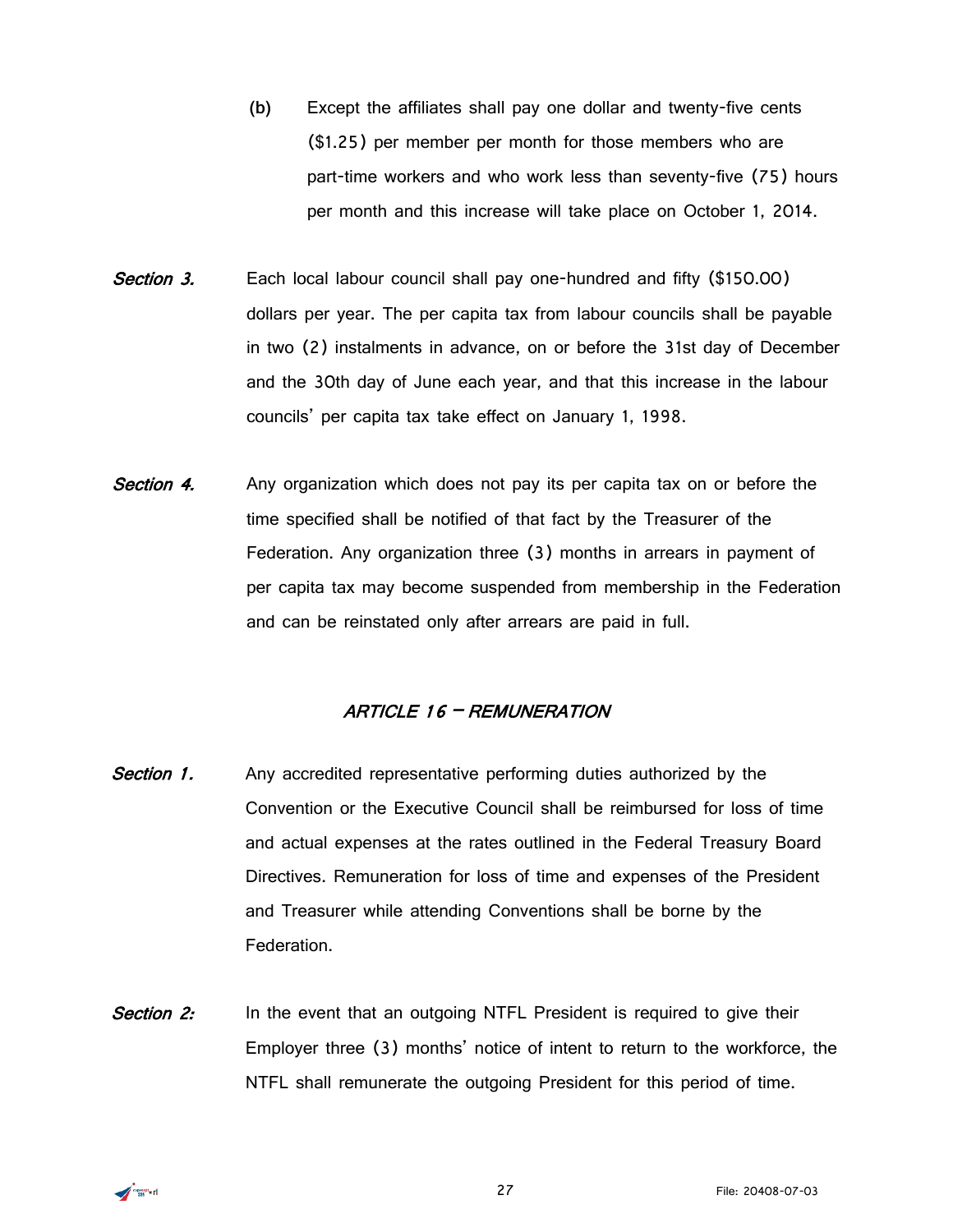(b) Except the affiliates shall pay one dollar and twenty-five cents ($1.25) per member per month for those members who are part-time workers and who work less than seventy-five (75) hours per month and this increase will take place on October 1, 2014.

***Section 3.*** Each local labour council shall pay one-hundred and fifty ($150.00) dollars per year. The per capita tax from labour councils shall be payable in two (2) instalments in advance, on or before the 31st day of December and the 30th day of June each year, and that this increase in the labour councils' per capita tax take effect on January 1, 1998.

***Section 4.*** Any organization which does not pay its per capita tax on or before the time specified shall be notified of that fact by the Treasurer of the Federation. Any organization three (3) months in arrears in payment of per capita tax may become suspended from membership in the Federation and can be reinstated only after arrears are paid in full.

## *ARTICLE 16 – REMUNERATION*

***Section 1.*** Any accredited representative performing duties authorized by the Convention or the Executive Council shall be reimbursed for loss of time and actual expenses at the rates outlined in the Federal Treasury Board Directives. Remuneration for loss of time and expenses of the President and Treasurer while attending Conventions shall be borne by the Federation.

***Section 2:*** In the event that an outgoing NTFL President is required to give their Employer three (3) months' notice of intent to return to the workforce, the NTFL shall remunerate the outgoing President for this period of time.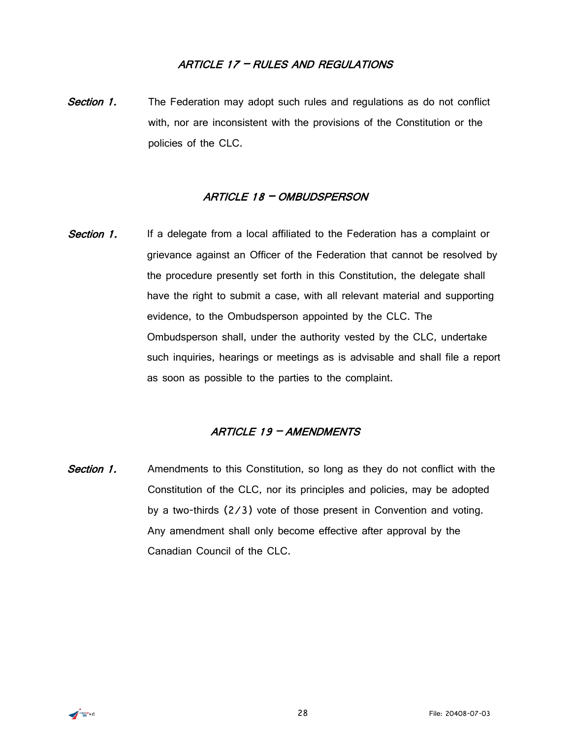## *ARTICLE 17 – RULES AND REGULATIONS*

***Section 1.*** The Federation may adopt such rules and regulations as do not conflict with, nor are inconsistent with the provisions of the Constitution or the policies of the CLC.

## *ARTICLE 18 – OMBUDSPERSON*

***Section 1.*** If a delegate from a local affiliated to the Federation has a complaint or grievance against an Officer of the Federation that cannot be resolved by the procedure presently set forth in this Constitution, the delegate shall have the right to submit a case, with all relevant material and supporting evidence, to the Ombudsperson appointed by the CLC. The Ombudsperson shall, under the authority vested by the CLC, undertake such inquiries, hearings or meetings as is advisable and shall file a report as soon as possible to the parties to the complaint.

## *ARTICLE 19 – AMENDMENTS*

***Section 1.*** Amendments to this Constitution, so long as they do not conflict with the Constitution of the CLC, nor its principles and policies, may be adopted by a two-thirds (2/3) vote of those present in Convention and voting. Any amendment shall only become effective after approval by the Canadian Council of the CLC.

File: 20408-07-03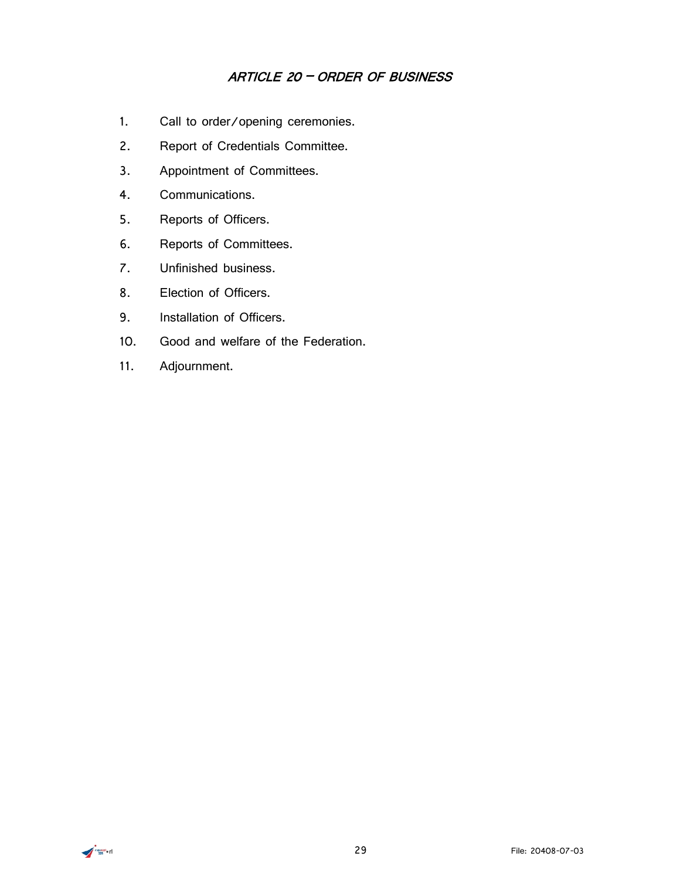## *ARTICLE 20 – ORDER OF BUSINESS*

1. Call to order/opening ceremonies.
2. Report of Credentials Committee.
3. Appointment of Committees.
4. Communications.
5. Reports of Officers.
6. Reports of Committees.
7. Unfinished business.
8. Election of Officers.
9. Installation of Officers.
10. Good and welfare of the Federation.
11. Adjournment.